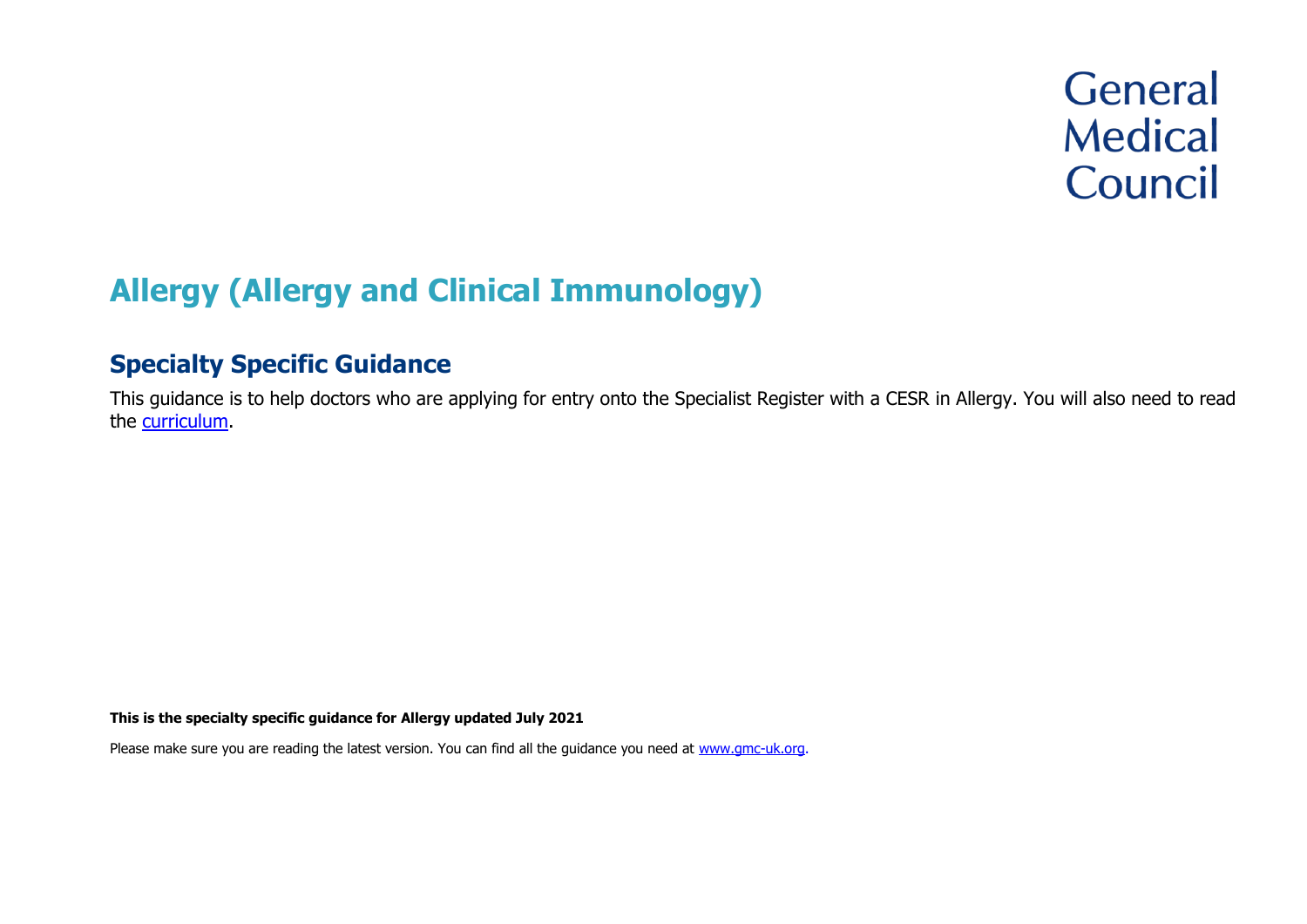General Medical Council

# Allergy (Allergy and Clinical Immunology)

## Specialty Specific Guidance

This guidance is to help doctors who are applying for entry onto the Specialist Register with a CESR in Allergy. You will also need to read the [curriculum](curriculum).

**This is the specialty specific guidance for Allergy updated July 2021**

Please make sure you are reading the latest version. You can find all the guidance you need at [www.gmc-uk.org](www.gmc-uk.org).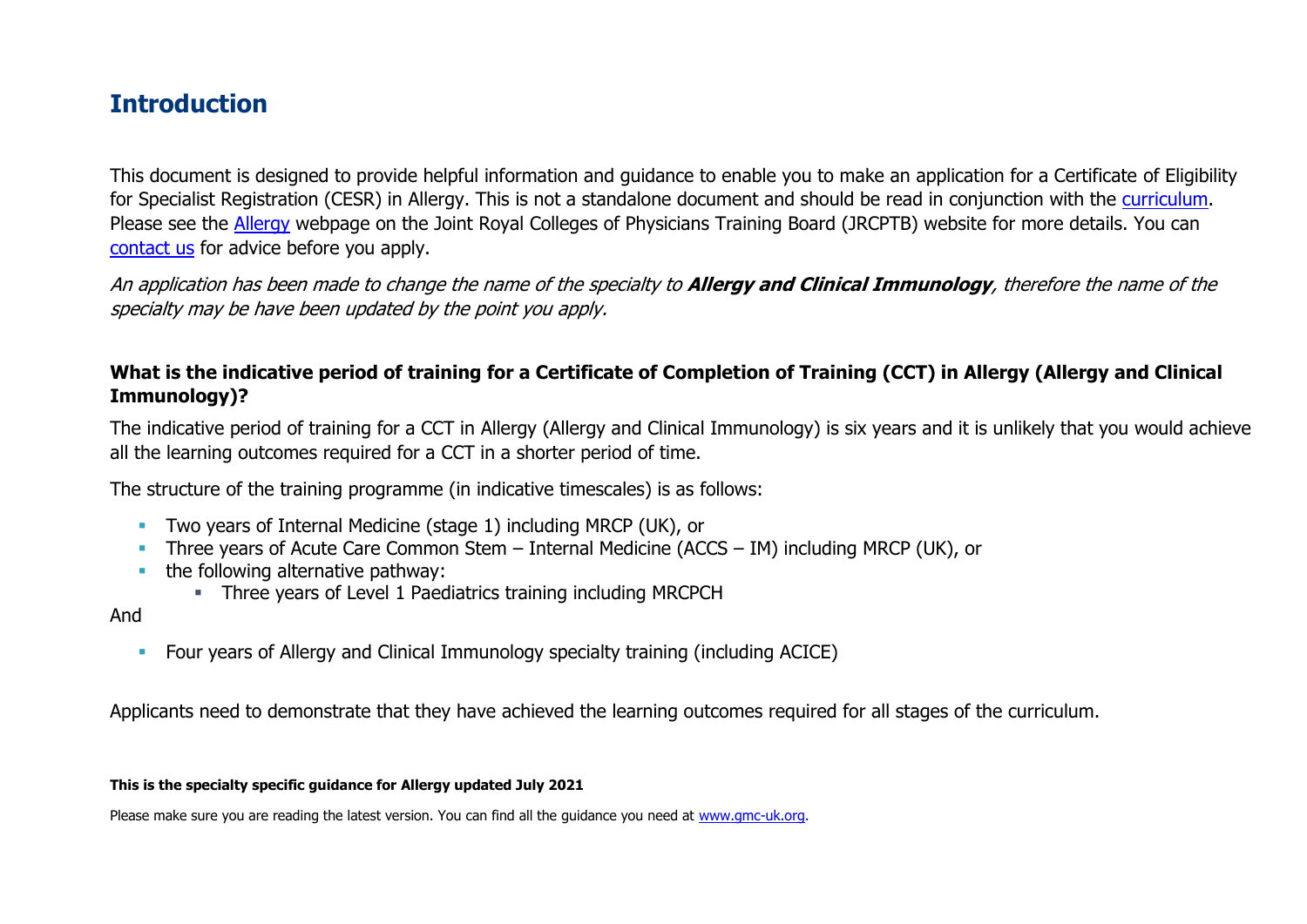## Introduction

This document is designed to provide helpful information and guidance to enable you to make an application for a Certificate of Eligibility for Specialist Registration (CESR) in Allergy. This is not a standalone document and should be read in conjunction with the [curriculum](). Please see the [Allergy]() webpage on the Joint Royal Colleges of Physicians Training Board (JRCPTB) website for more details. You can [contact us]() for advice before you apply.

*An application has been made to change the name of the specialty to* ***Allergy and Clinical Immunology****, therefore the name of the specialty may be have been updated by the point you apply.*

### What is the indicative period of training for a Certificate of Completion of Training (CCT) in Allergy (Allergy and Clinical Immunology)?

The indicative period of training for a CCT in Allergy (Allergy and Clinical Immunology) is six years and it is unlikely that you would achieve all the learning outcomes required for a CCT in a shorter period of time.

The structure of the training programme (in indicative timescales) is as follows:

- Two years of Internal Medicine (stage 1) including MRCP (UK), or
- Three years of Acute Care Common Stem – Internal Medicine (ACCS – IM) including MRCP (UK), or
- the following alternative pathway:
  - Three years of Level 1 Paediatrics training including MRCPCH

And

- Four years of Allergy and Clinical Immunology specialty training (including ACICE)

Applicants need to demonstrate that they have achieved the learning outcomes required for all stages of the curriculum.

**This is the specialty specific guidance for Allergy updated July 2021**

Please make sure you are reading the latest version. You can find all the guidance you need at [www.gmc-uk.org]().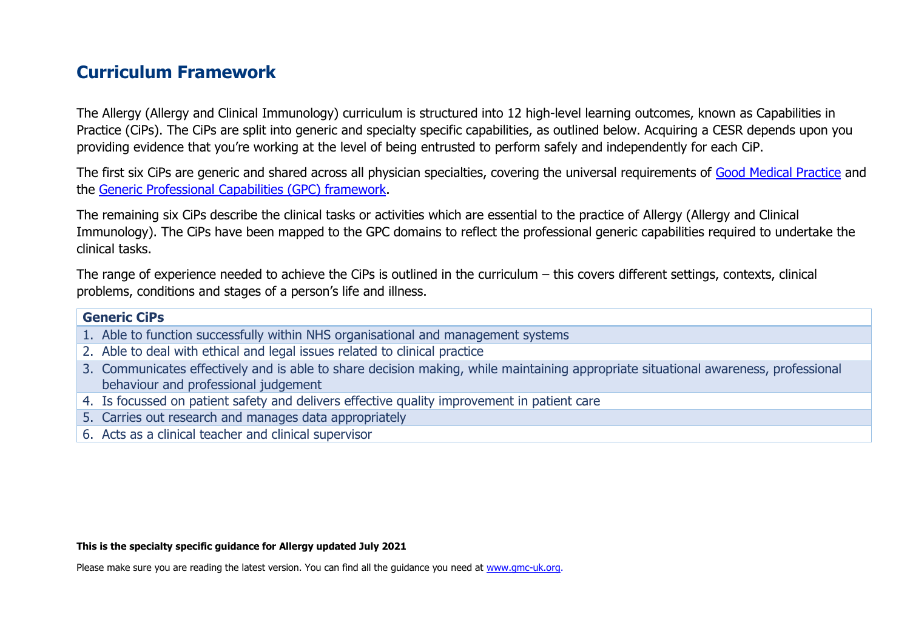## Curriculum Framework

The Allergy (Allergy and Clinical Immunology) curriculum is structured into 12 high-level learning outcomes, known as Capabilities in Practice (CiPs). The CiPs are split into generic and specialty specific capabilities, as outlined below. Acquiring a CESR depends upon you providing evidence that you're working at the level of being entrusted to perform safely and independently for each CiP.

The first six CiPs are generic and shared across all physician specialties, covering the universal requirements of [Good Medical Practice] and the [Generic Professional Capabilities (GPC) framework].

The remaining six CiPs describe the clinical tasks or activities which are essential to the practice of Allergy (Allergy and Clinical Immunology). The CiPs have been mapped to the GPC domains to reflect the professional generic capabilities required to undertake the clinical tasks.

The range of experience needed to achieve the CiPs is outlined in the curriculum – this covers different settings, contexts, clinical problems, conditions and stages of a person's life and illness.

| Generic CiPs |
| --- |
| 1. Able to function successfully within NHS organisational and management systems |
| 2. Able to deal with ethical and legal issues related to clinical practice |
| 3. Communicates effectively and is able to share decision making, while maintaining appropriate situational awareness, professional behaviour and professional judgement |
| 4. Is focussed on patient safety and delivers effective quality improvement in patient care |
| 5. Carries out research and manages data appropriately |
| 6. Acts as a clinical teacher and clinical supervisor |

**This is the specialty specific guidance for Allergy updated July 2021**

Please make sure you are reading the latest version. You can find all the guidance you need at www.gmc-uk.org.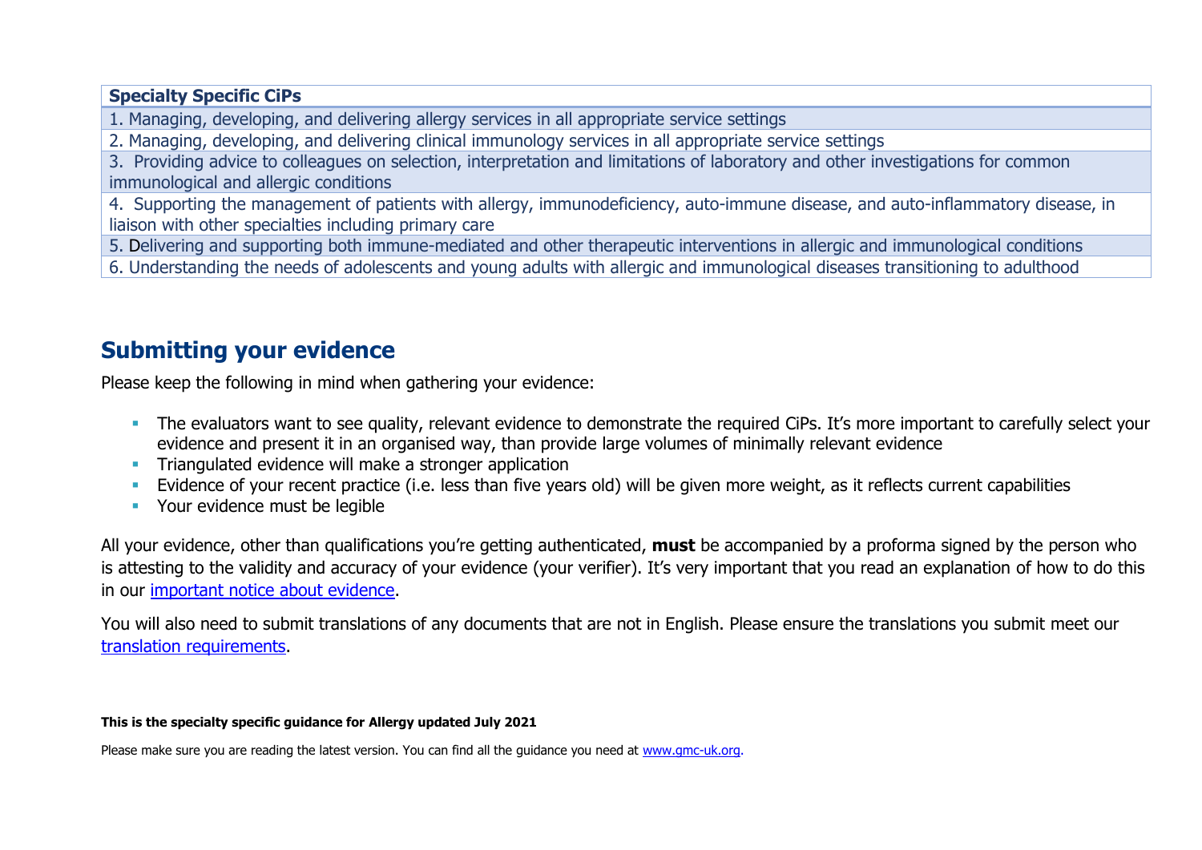| Specialty Specific CiPs |
| --- |
| 1. Managing, developing, and delivering allergy services in all appropriate service settings |
| 2. Managing, developing, and delivering clinical immunology services in all appropriate service settings |
| 3. Providing advice to colleagues on selection, interpretation and limitations of laboratory and other investigations for common immunological and allergic conditions |
| 4. Supporting the management of patients with allergy, immunodeficiency, auto-immune disease, and auto-inflammatory disease, in liaison with other specialties including primary care |
| 5. Delivering and supporting both immune-mediated and other therapeutic interventions in allergic and immunological conditions |
| 6. Understanding the needs of adolescents and young adults with allergic and immunological diseases transitioning to adulthood |

## Submitting your evidence

Please keep the following in mind when gathering your evidence:

- The evaluators want to see quality, relevant evidence to demonstrate the required CiPs. It's more important to carefully select your evidence and present it in an organised way, than provide large volumes of minimally relevant evidence
- Triangulated evidence will make a stronger application
- Evidence of your recent practice (i.e. less than five years old) will be given more weight, as it reflects current capabilities
- Your evidence must be legible

All your evidence, other than qualifications you're getting authenticated, **must** be accompanied by a proforma signed by the person who is attesting to the validity and accuracy of your evidence (your verifier). It's very important that you read an explanation of how to do this in our important notice about evidence.

You will also need to submit translations of any documents that are not in English. Please ensure the translations you submit meet our translation requirements.

**This is the specialty specific guidance for Allergy updated July 2021**

Please make sure you are reading the latest version. You can find all the guidance you need at www.gmc-uk.org.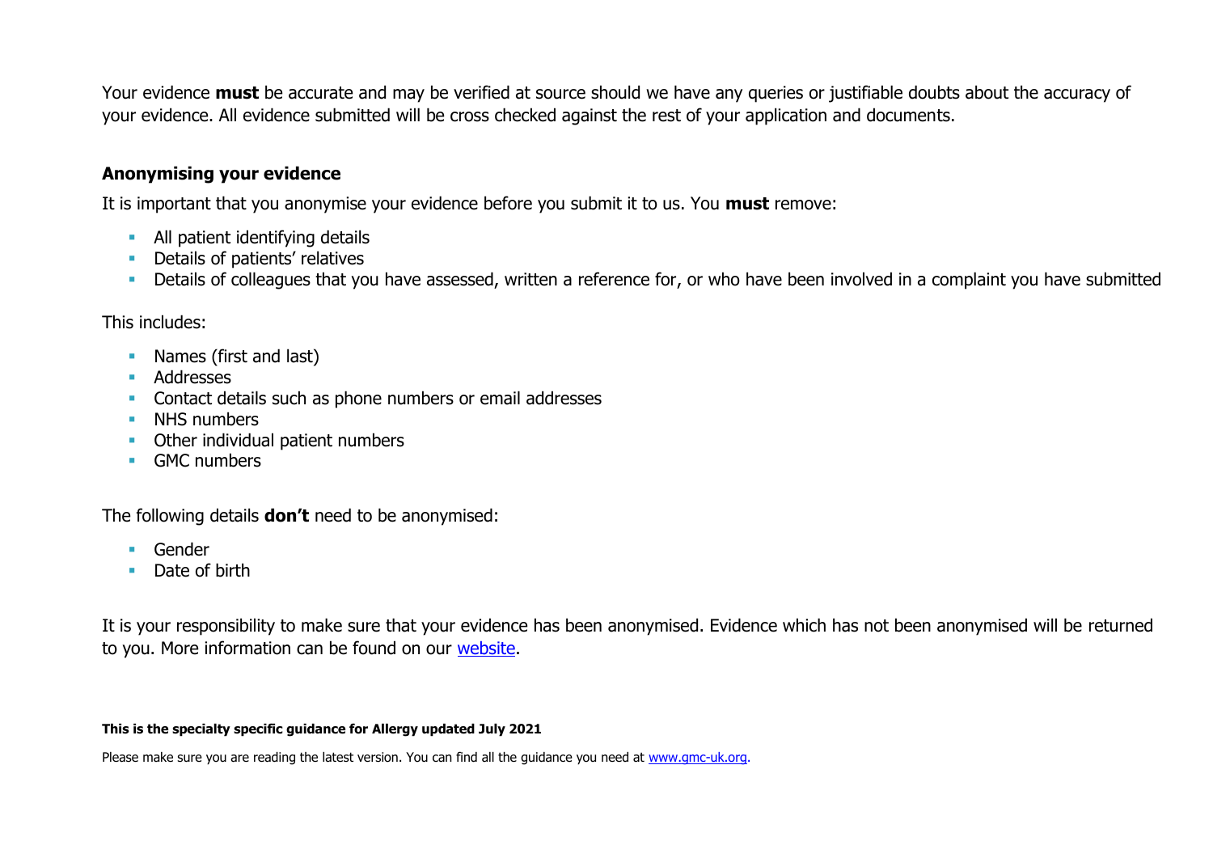Your evidence **must** be accurate and may be verified at source should we have any queries or justifiable doubts about the accuracy of your evidence. All evidence submitted will be cross checked against the rest of your application and documents.

### Anonymising your evidence

It is important that you anonymise your evidence before you submit it to us. You **must** remove:

- All patient identifying details
- Details of patients' relatives
- Details of colleagues that you have assessed, written a reference for, or who have been involved in a complaint you have submitted

This includes:

- Names (first and last)
- Addresses
- Contact details such as phone numbers or email addresses
- NHS numbers
- Other individual patient numbers
- GMC numbers

The following details **don't** need to be anonymised:

- Gender
- Date of birth

It is your responsibility to make sure that your evidence has been anonymised. Evidence which has not been anonymised will be returned to you. More information can be found on our [website](website).

**This is the specialty specific guidance for Allergy updated July 2021**

Please make sure you are reading the latest version. You can find all the guidance you need at [www.gmc-uk.org](www.gmc-uk.org).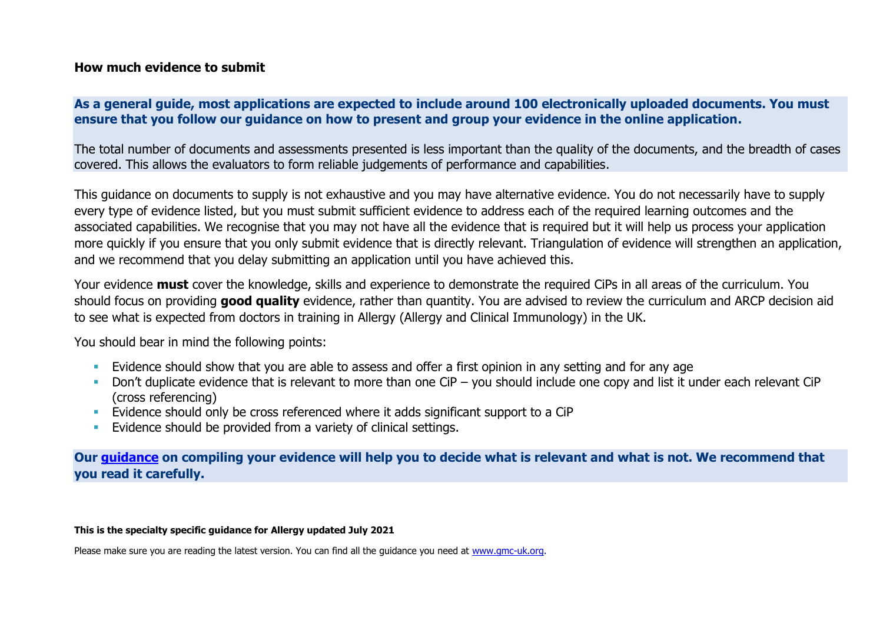**How much evidence to submit**

**As a general guide, most applications are expected to include around 100 electronically uploaded documents. You must ensure that you follow our guidance on how to present and group your evidence in the online application.**

The total number of documents and assessments presented is less important than the quality of the documents, and the breadth of cases covered. This allows the evaluators to form reliable judgements of performance and capabilities.

This guidance on documents to supply is not exhaustive and you may have alternative evidence. You do not necessarily have to supply every type of evidence listed, but you must submit sufficient evidence to address each of the required learning outcomes and the associated capabilities. We recognise that you may not have all the evidence that is required but it will help us process your application more quickly if you ensure that you only submit evidence that is directly relevant. Triangulation of evidence will strengthen an application, and we recommend that you delay submitting an application until you have achieved this.

Your evidence **must** cover the knowledge, skills and experience to demonstrate the required CiPs in all areas of the curriculum. You should focus on providing **good quality** evidence, rather than quantity. You are advised to review the curriculum and ARCP decision aid to see what is expected from doctors in training in Allergy (Allergy and Clinical Immunology) in the UK.

You should bear in mind the following points:

- Evidence should show that you are able to assess and offer a first opinion in any setting and for any age
- Don't duplicate evidence that is relevant to more than one CiP – you should include one copy and list it under each relevant CiP (cross referencing)
- Evidence should only be cross referenced where it adds significant support to a CiP
- Evidence should be provided from a variety of clinical settings.

**Our guidance on compiling your evidence will help you to decide what is relevant and what is not. We recommend that you read it carefully.**

**This is the specialty specific guidance for Allergy updated July 2021**

Please make sure you are reading the latest version. You can find all the guidance you need at www.gmc-uk.org.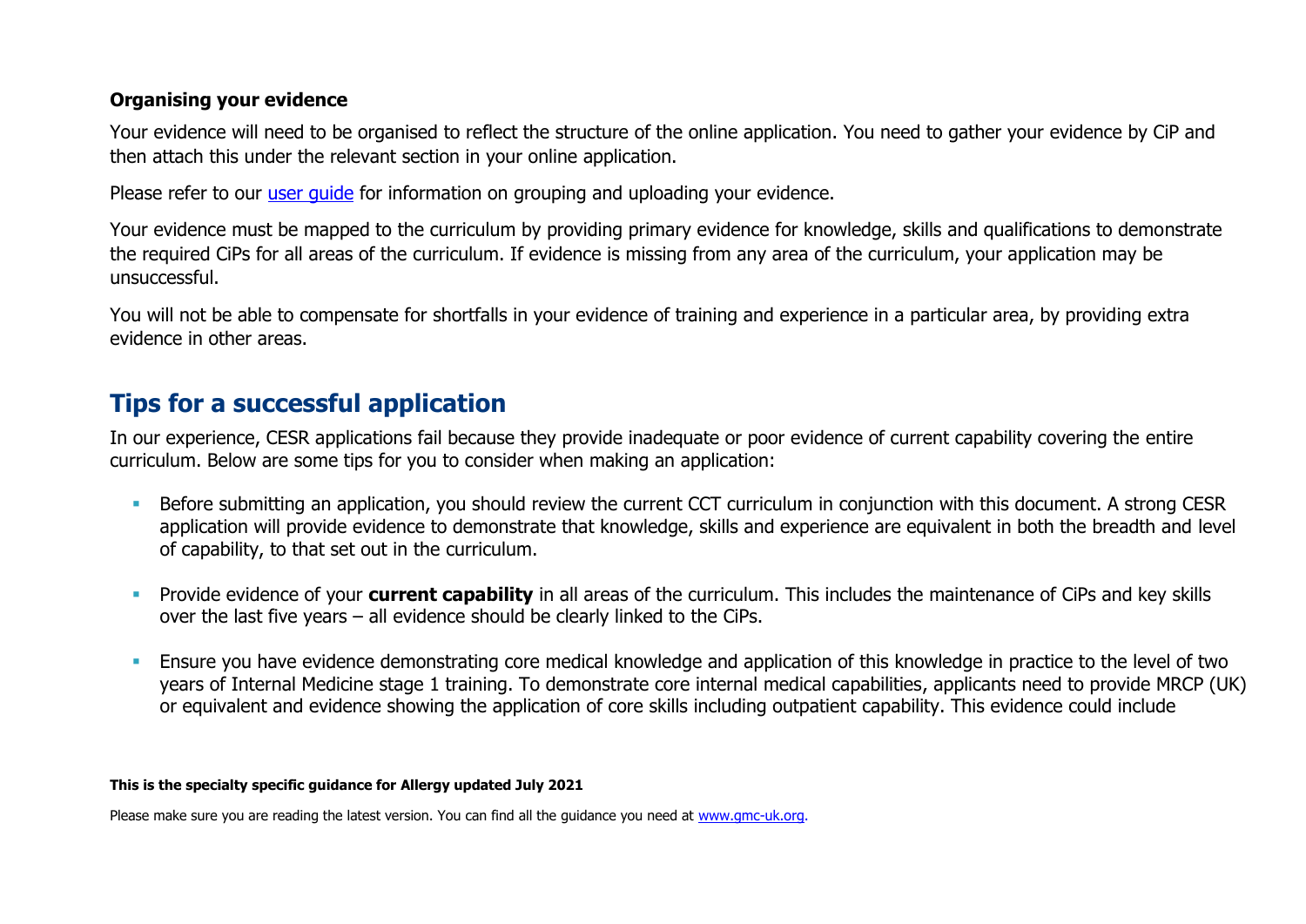**Organising your evidence**

Your evidence will need to be organised to reflect the structure of the online application. You need to gather your evidence by CiP and then attach this under the relevant section in your online application.

Please refer to our [user guide](#) for information on grouping and uploading your evidence.

Your evidence must be mapped to the curriculum by providing primary evidence for knowledge, skills and qualifications to demonstrate the required CiPs for all areas of the curriculum. If evidence is missing from any area of the curriculum, your application may be unsuccessful.

You will not be able to compensate for shortfalls in your evidence of training and experience in a particular area, by providing extra evidence in other areas.

## Tips for a successful application

In our experience, CESR applications fail because they provide inadequate or poor evidence of current capability covering the entire curriculum. Below are some tips for you to consider when making an application:

- Before submitting an application, you should review the current CCT curriculum in conjunction with this document. A strong CESR application will provide evidence to demonstrate that knowledge, skills and experience are equivalent in both the breadth and level of capability, to that set out in the curriculum.

- Provide evidence of your **current capability** in all areas of the curriculum. This includes the maintenance of CiPs and key skills over the last five years – all evidence should be clearly linked to the CiPs.

- Ensure you have evidence demonstrating core medical knowledge and application of this knowledge in practice to the level of two years of Internal Medicine stage 1 training. To demonstrate core internal medical capabilities, applicants need to provide MRCP (UK) or equivalent and evidence showing the application of core skills including outpatient capability. This evidence could include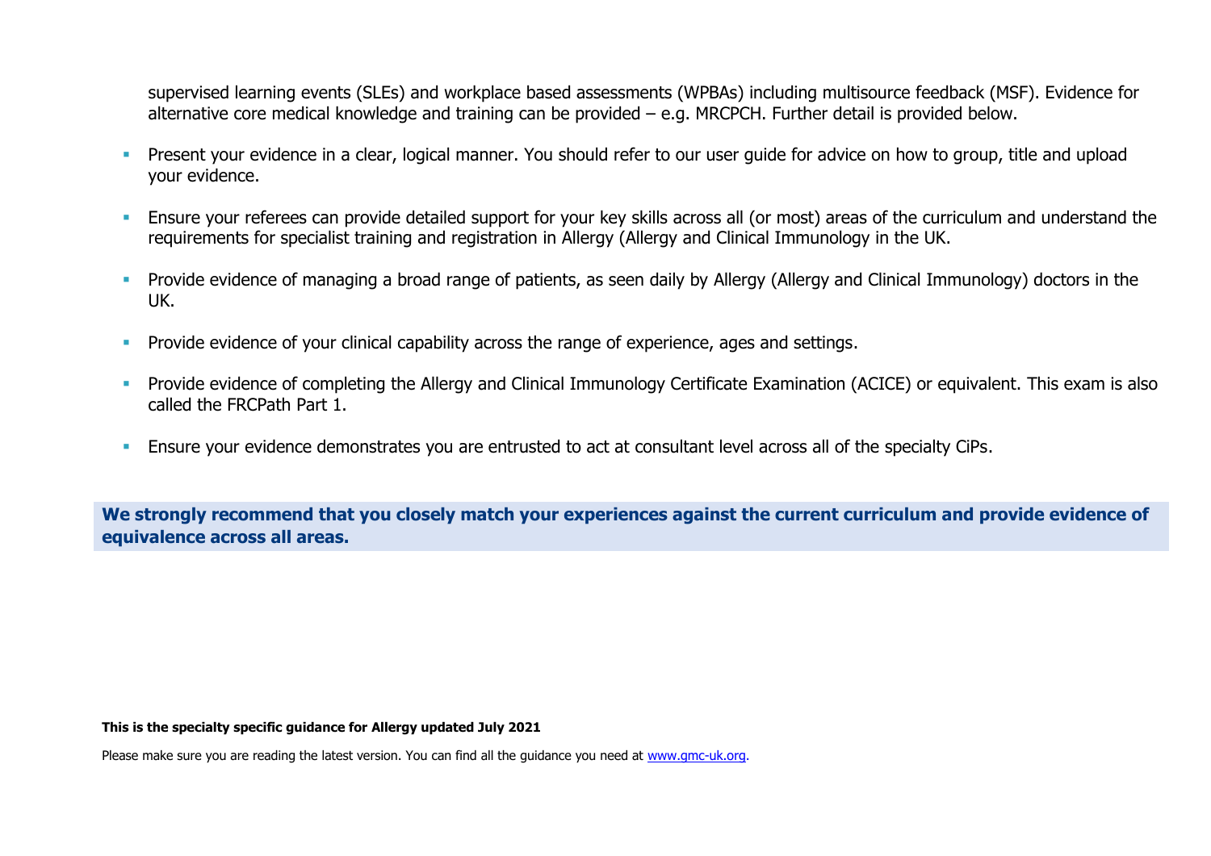supervised learning events (SLEs) and workplace based assessments (WPBAs) including multisource feedback (MSF). Evidence for alternative core medical knowledge and training can be provided – e.g. MRCPCH. Further detail is provided below.

- Present your evidence in a clear, logical manner. You should refer to our user guide for advice on how to group, title and upload your evidence.
- Ensure your referees can provide detailed support for your key skills across all (or most) areas of the curriculum and understand the requirements for specialist training and registration in Allergy (Allergy and Clinical Immunology in the UK.
- Provide evidence of managing a broad range of patients, as seen daily by Allergy (Allergy and Clinical Immunology) doctors in the UK.
- Provide evidence of your clinical capability across the range of experience, ages and settings.
- Provide evidence of completing the Allergy and Clinical Immunology Certificate Examination (ACICE) or equivalent. This exam is also called the FRCPath Part 1.
- Ensure your evidence demonstrates you are entrusted to act at consultant level across all of the specialty CiPs.

**We strongly recommend that you closely match your experiences against the current curriculum and provide evidence of equivalence across all areas.**

**This is the specialty specific guidance for Allergy updated July 2021**

Please make sure you are reading the latest version. You can find all the guidance you need at [www.gmc-uk.org](www.gmc-uk.org).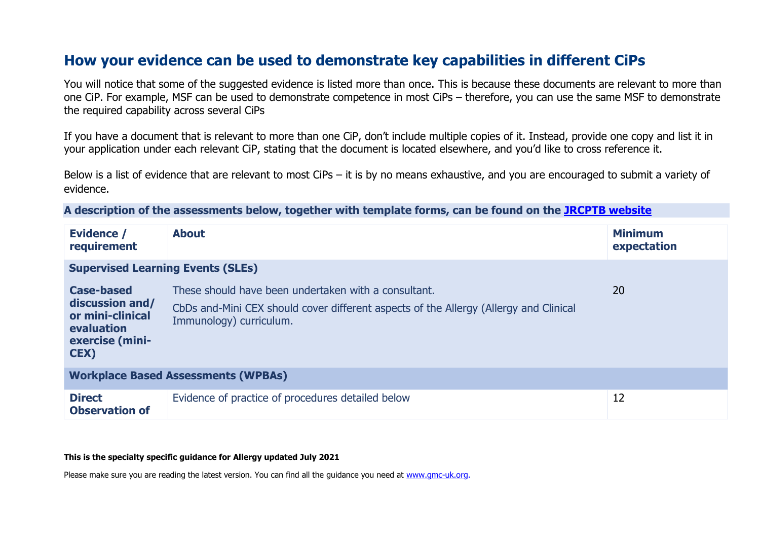## How your evidence can be used to demonstrate key capabilities in different CiPs

You will notice that some of the suggested evidence is listed more than once. This is because these documents are relevant to more than one CiP. For example, MSF can be used to demonstrate competence in most CiPs – therefore, you can use the same MSF to demonstrate the required capability across several CiPs

If you have a document that is relevant to more than one CiP, don't include multiple copies of it. Instead, provide one copy and list it in your application under each relevant CiP, stating that the document is located elsewhere, and you'd like to cross reference it.

Below is a list of evidence that are relevant to most CiPs – it is by no means exhaustive, and you are encouraged to submit a variety of evidence.

**A description of the assessments below, together with template forms, can be found on the [JRCPTB website](JRCPTB website)**

| Evidence / requirement | About | Minimum expectation |
|---|---|---|
| **Supervised Learning Events (SLEs)** | | |
| **Case-based discussion and/ or mini-clinical evaluation exercise (mini-CEX)** | These should have been undertaken with a consultant.<br>CbDs and-Mini CEX should cover different aspects of the Allergy (Allergy and Clinical Immunology) curriculum. | 20 |
| **Workplace Based Assessments (WPBAs)** | | |
| **Direct Observation of** | Evidence of practice of procedures detailed below | 12 |

**This is the specialty specific guidance for Allergy updated July 2021**

Please make sure you are reading the latest version. You can find all the guidance you need at [www.gmc-uk.org](www.gmc-uk.org).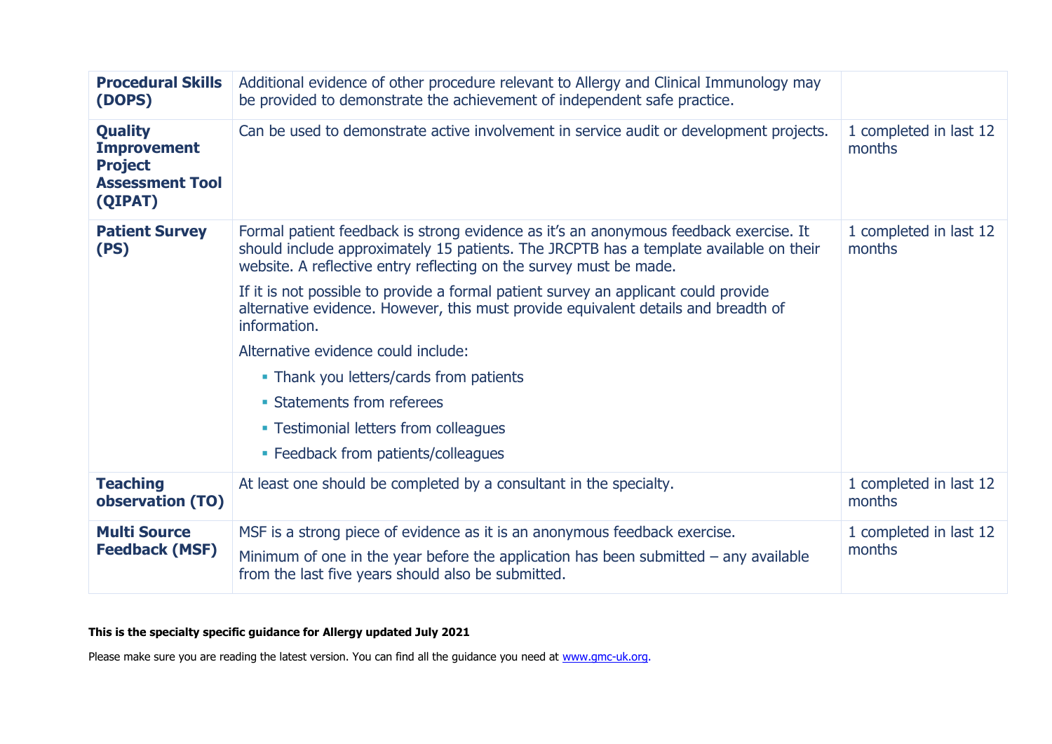| **Procedural Skills (DOPS)** | Additional evidence of other procedure relevant to Allergy and Clinical Immunology may be provided to demonstrate the achievement of independent safe practice. | |
|---|---|---|
| **Quality Improvement Project Assessment Tool (QIPAT)** | Can be used to demonstrate active involvement in service audit or development projects. | 1 completed in last 12 months |
| **Patient Survey (PS)** | Formal patient feedback is strong evidence as it's an anonymous feedback exercise. It should include approximately 15 patients. The JRCPTB has a template available on their website. A reflective entry reflecting on the survey must be made.<br><br>If it is not possible to provide a formal patient survey an applicant could provide alternative evidence. However, this must provide equivalent details and breadth of information.<br><br>Alternative evidence could include:<br>▪ Thank you letters/cards from patients<br>▪ Statements from referees<br>▪ Testimonial letters from colleagues<br>▪ Feedback from patients/colleagues | 1 completed in last 12 months |
| **Teaching observation (TO)** | At least one should be completed by a consultant in the specialty. | 1 completed in last 12 months |
| **Multi Source Feedback (MSF)** | MSF is a strong piece of evidence as it is an anonymous feedback exercise.<br><br>Minimum of one in the year before the application has been submitted – any available from the last five years should also be submitted. | 1 completed in last 12 months |

**This is the specialty specific guidance for Allergy updated July 2021**

Please make sure you are reading the latest version. You can find all the guidance you need at [www.gmc-uk.org](www.gmc-uk.org).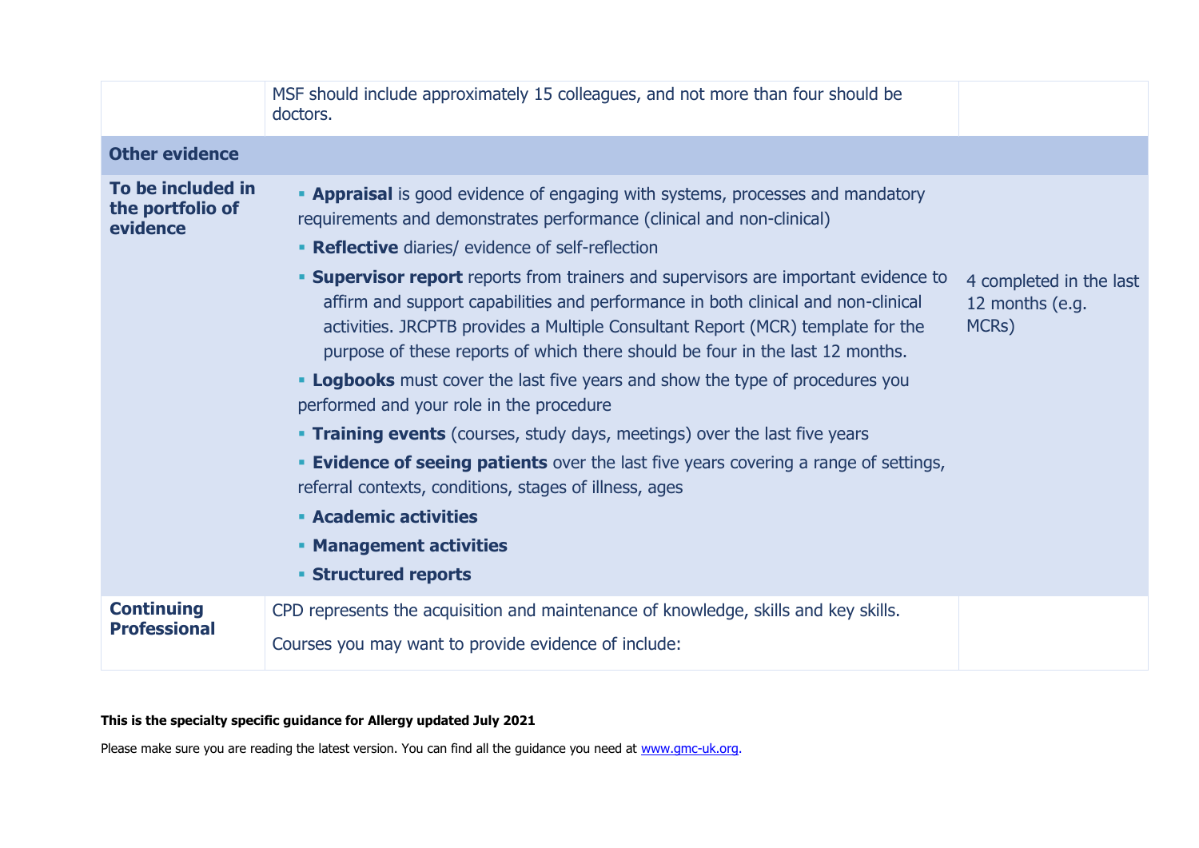| | | |
|---|---|---|
| | MSF should include approximately 15 colleagues, and not more than four should be doctors. | |
| **Other evidence** | | |
| **To be included in the portfolio of evidence** | ▪ **Appraisal** is good evidence of engaging with systems, processes and mandatory requirements and demonstrates performance (clinical and non-clinical)<br>▪ **Reflective** diaries/ evidence of self-reflection<br>▪ **Supervisor report** reports from trainers and supervisors are important evidence to affirm and support capabilities and performance in both clinical and non-clinical activities. JRCPTB provides a Multiple Consultant Report (MCR) template for the purpose of these reports of which there should be four in the last 12 months.<br>▪ **Logbooks** must cover the last five years and show the type of procedures you performed and your role in the procedure<br>▪ **Training events** (courses, study days, meetings) over the last five years<br>▪ **Evidence of seeing patients** over the last five years covering a range of settings, referral contexts, conditions, stages of illness, ages<br>▪ **Academic activities**<br>▪ **Management activities**<br>▪ **Structured reports** | 4 completed in the last 12 months (e.g. MCRs) |
| **Continuing Professional** | CPD represents the acquisition and maintenance of knowledge, skills and key skills.<br>Courses you may want to provide evidence of include: | |

**This is the specialty specific guidance for Allergy updated July 2021**

Please make sure you are reading the latest version. You can find all the guidance you need at [www.gmc-uk.org](www.gmc-uk.org).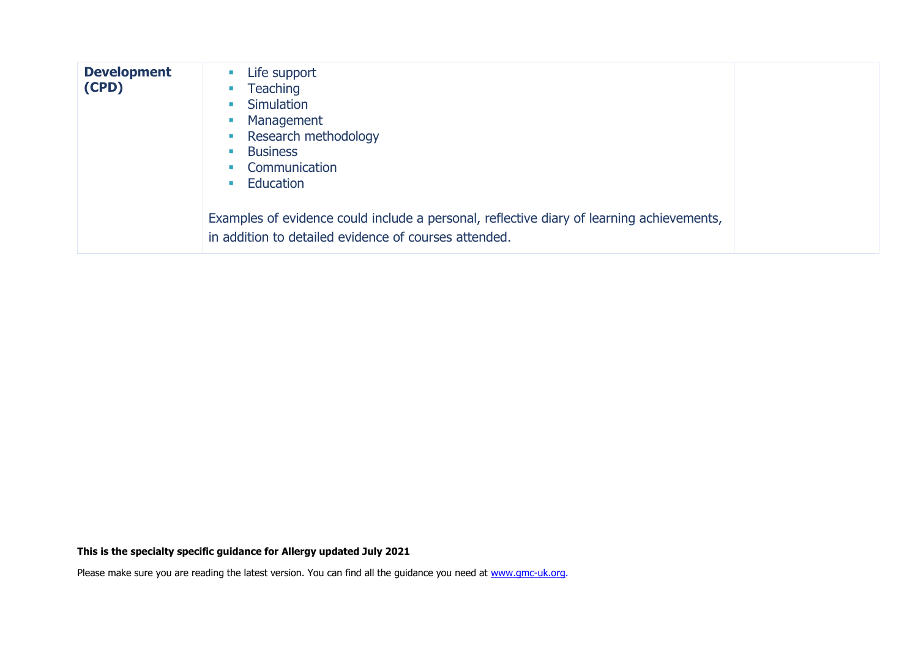| | | |
|---|---|---|
| **Development (CPD)** | ▪ Life support<br>▪ Teaching<br>▪ Simulation<br>▪ Management<br>▪ Research methodology<br>▪ Business<br>▪ Communication<br>▪ Education<br><br>Examples of evidence could include a personal, reflective diary of learning achievements, in addition to detailed evidence of courses attended. | |

**This is the specialty specific guidance for Allergy updated July 2021**

Please make sure you are reading the latest version. You can find all the guidance you need at [www.gmc-uk.org](http://www.gmc-uk.org).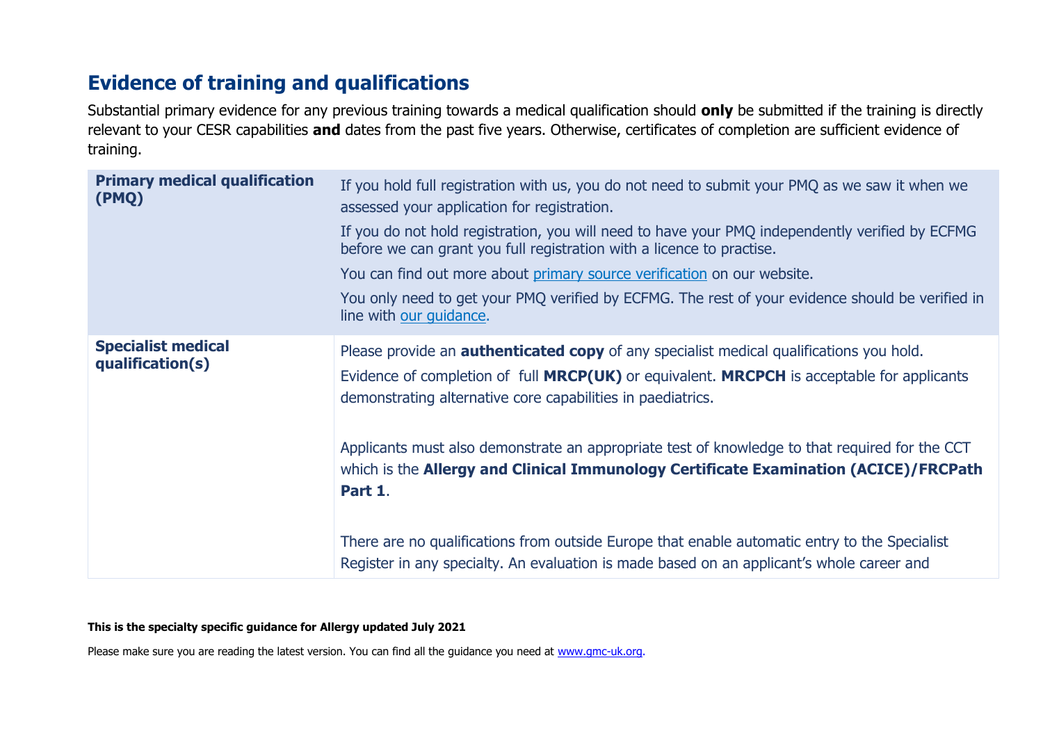## Evidence of training and qualifications

Substantial primary evidence for any previous training towards a medical qualification should **only** be submitted if the training is directly relevant to your CESR capabilities **and** dates from the past five years. Otherwise, certificates of completion are sufficient evidence of training.

| | |
|---|---|
| **Primary medical qualification (PMQ)** | If you hold full registration with us, you do not need to submit your PMQ as we saw it when we assessed your application for registration.<br>If you do not hold registration, you will need to have your PMQ independently verified by ECFMG before we can grant you full registration with a licence to practise.<br>You can find out more about primary source verification on our website.<br>You only need to get your PMQ verified by ECFMG. The rest of your evidence should be verified in line with our guidance. |
| **Specialist medical qualification(s)** | Please provide an **authenticated copy** of any specialist medical qualifications you hold.<br>Evidence of completion of full **MRCP(UK)** or equivalent. **MRCPCH** is acceptable for applicants demonstrating alternative core capabilities in paediatrics.<br><br>Applicants must also demonstrate an appropriate test of knowledge to that required for the CCT which is the **Allergy and Clinical Immunology Certificate Examination (ACICE)/FRCPath Part 1**.<br><br>There are no qualifications from outside Europe that enable automatic entry to the Specialist Register in any specialty. An evaluation is made based on an applicant's whole career and |

**This is the specialty specific guidance for Allergy updated July 2021**

Please make sure you are reading the latest version. You can find all the guidance you need at www.gmc-uk.org.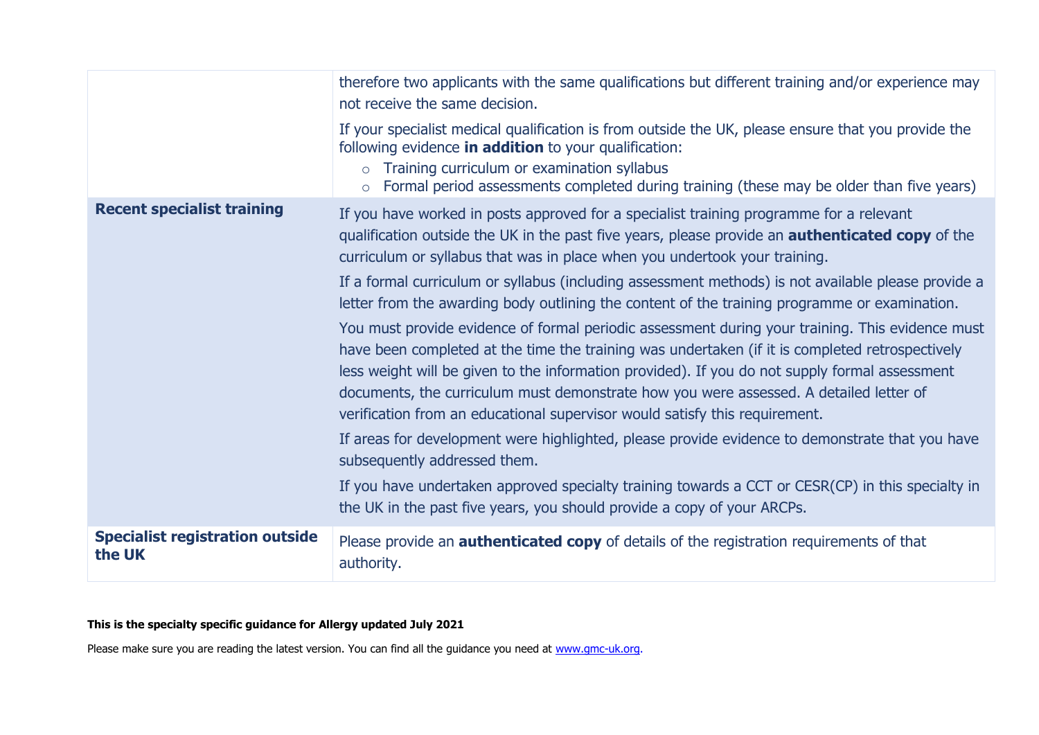| | |
|---|---|
| | therefore two applicants with the same qualifications but different training and/or experience may not receive the same decision.<br><br>If your specialist medical qualification is from outside the UK, please ensure that you provide the following evidence **in addition** to your qualification:<br>○ Training curriculum or examination syllabus<br>○ Formal period assessments completed during training (these may be older than five years) |
| **Recent specialist training** | If you have worked in posts approved for a specialist training programme for a relevant qualification outside the UK in the past five years, please provide an **authenticated copy** of the curriculum or syllabus that was in place when you undertook your training.<br><br>If a formal curriculum or syllabus (including assessment methods) is not available please provide a letter from the awarding body outlining the content of the training programme or examination.<br><br>You must provide evidence of formal periodic assessment during your training. This evidence must have been completed at the time the training was undertaken (if it is completed retrospectively less weight will be given to the information provided). If you do not supply formal assessment documents, the curriculum must demonstrate how you were assessed. A detailed letter of verification from an educational supervisor would satisfy this requirement.<br><br>If areas for development were highlighted, please provide evidence to demonstrate that you have subsequently addressed them.<br><br>If you have undertaken approved specialty training towards a CCT or CESR(CP) in this specialty in the UK in the past five years, you should provide a copy of your ARCPs. |
| **Specialist registration outside the UK** | Please provide an **authenticated copy** of details of the registration requirements of that authority. |

**This is the specialty specific guidance for Allergy updated July 2021**

Please make sure you are reading the latest version. You can find all the guidance you need at [www.gmc-uk.org](http://www.gmc-uk.org).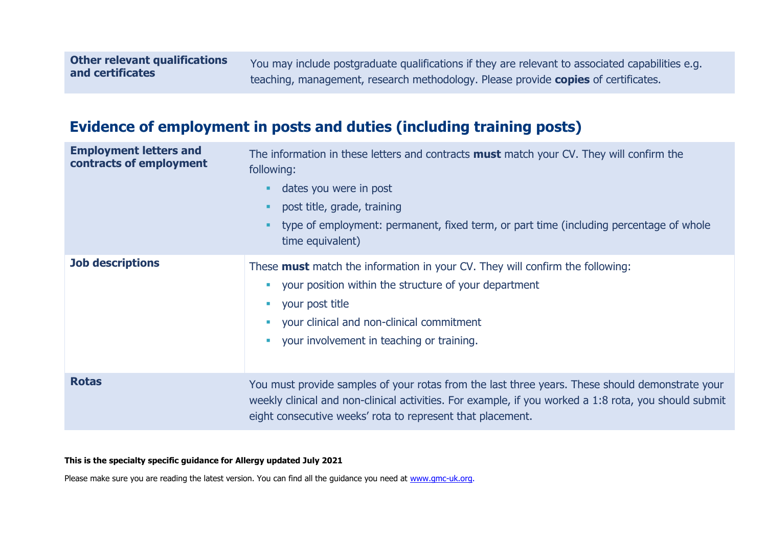| | |
|---|---|
| **Other relevant qualifications and certificates** | You may include postgraduate qualifications if they are relevant to associated capabilities e.g. teaching, management, research methodology. Please provide **copies** of certificates. |

## Evidence of employment in posts and duties (including training posts)

| | |
|---|---|
| **Employment letters and contracts of employment** | The information in these letters and contracts **must** match your CV. They will confirm the following:<br>▪ dates you were in post<br>▪ post title, grade, training<br>▪ type of employment: permanent, fixed term, or part time (including percentage of whole time equivalent) |
| **Job descriptions** | These **must** match the information in your CV. They will confirm the following:<br>▪ your position within the structure of your department<br>▪ your post title<br>▪ your clinical and non-clinical commitment<br>▪ your involvement in teaching or training. |
| **Rotas** | You must provide samples of your rotas from the last three years. These should demonstrate your weekly clinical and non-clinical activities. For example, if you worked a 1:8 rota, you should submit eight consecutive weeks' rota to represent that placement. |

**This is the specialty specific guidance for Allergy updated July 2021**

Please make sure you are reading the latest version. You can find all the guidance you need at www.gmc-uk.org.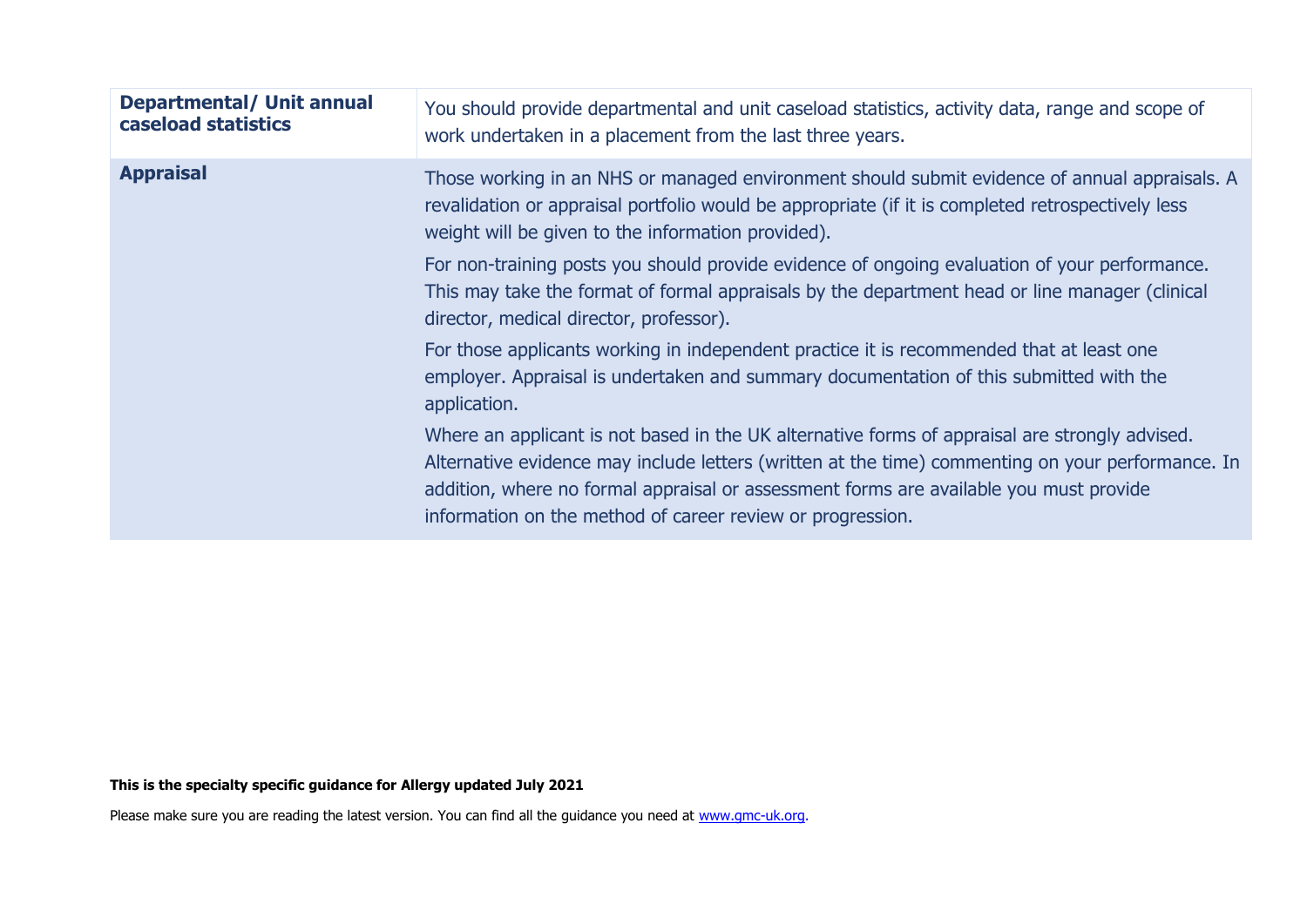| | |
|---|---|
| **Departmental/ Unit annual caseload statistics** | You should provide departmental and unit caseload statistics, activity data, range and scope of work undertaken in a placement from the last three years. |
| **Appraisal** | Those working in an NHS or managed environment should submit evidence of annual appraisals. A revalidation or appraisal portfolio would be appropriate (if it is completed retrospectively less weight will be given to the information provided).<br><br>For non-training posts you should provide evidence of ongoing evaluation of your performance. This may take the format of formal appraisals by the department head or line manager (clinical director, medical director, professor).<br><br>For those applicants working in independent practice it is recommended that at least one employer. Appraisal is undertaken and summary documentation of this submitted with the application.<br><br>Where an applicant is not based in the UK alternative forms of appraisal are strongly advised. Alternative evidence may include letters (written at the time) commenting on your performance. In addition, where no formal appraisal or assessment forms are available you must provide information on the method of career review or progression. |

**This is the specialty specific guidance for Allergy updated July 2021**

Please make sure you are reading the latest version. You can find all the guidance you need at [www.gmc-uk.org](www.gmc-uk.org).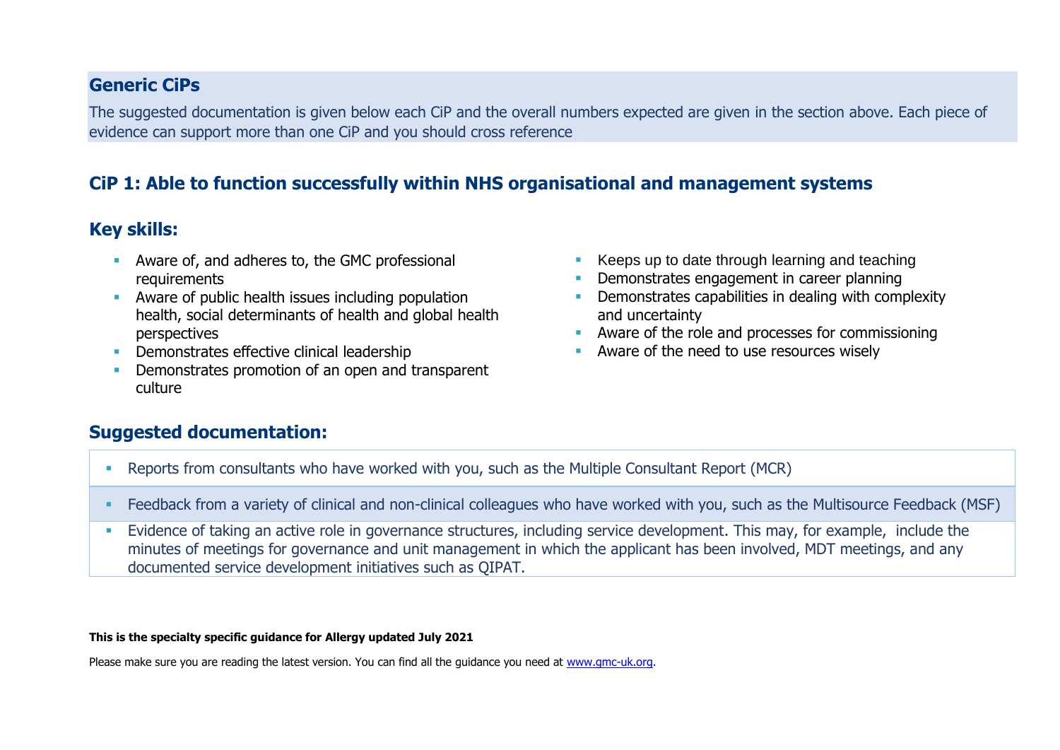## Generic CiPs

The suggested documentation is given below each CiP and the overall numbers expected are given in the section above. Each piece of evidence can support more than one CiP and you should cross reference

## CiP 1: Able to function successfully within NHS organisational and management systems

### Key skills:

- Aware of, and adheres to, the GMC professional requirements
- Aware of public health issues including population health, social determinants of health and global health perspectives
- Demonstrates effective clinical leadership
- Demonstrates promotion of an open and transparent culture
- Keeps up to date through learning and teaching
- Demonstrates engagement in career planning
- Demonstrates capabilities in dealing with complexity and uncertainty
- Aware of the role and processes for commissioning
- Aware of the need to use resources wisely

### Suggested documentation:

- Reports from consultants who have worked with you, such as the Multiple Consultant Report (MCR)
- Feedback from a variety of clinical and non-clinical colleagues who have worked with you, such as the Multisource Feedback (MSF)
- Evidence of taking an active role in governance structures, including service development. This may, for example, include the minutes of meetings for governance and unit management in which the applicant has been involved, MDT meetings, and any documented service development initiatives such as QIPAT.

**This is the specialty specific guidance for Allergy updated July 2021**

Please make sure you are reading the latest version. You can find all the guidance you need at www.gmc-uk.org.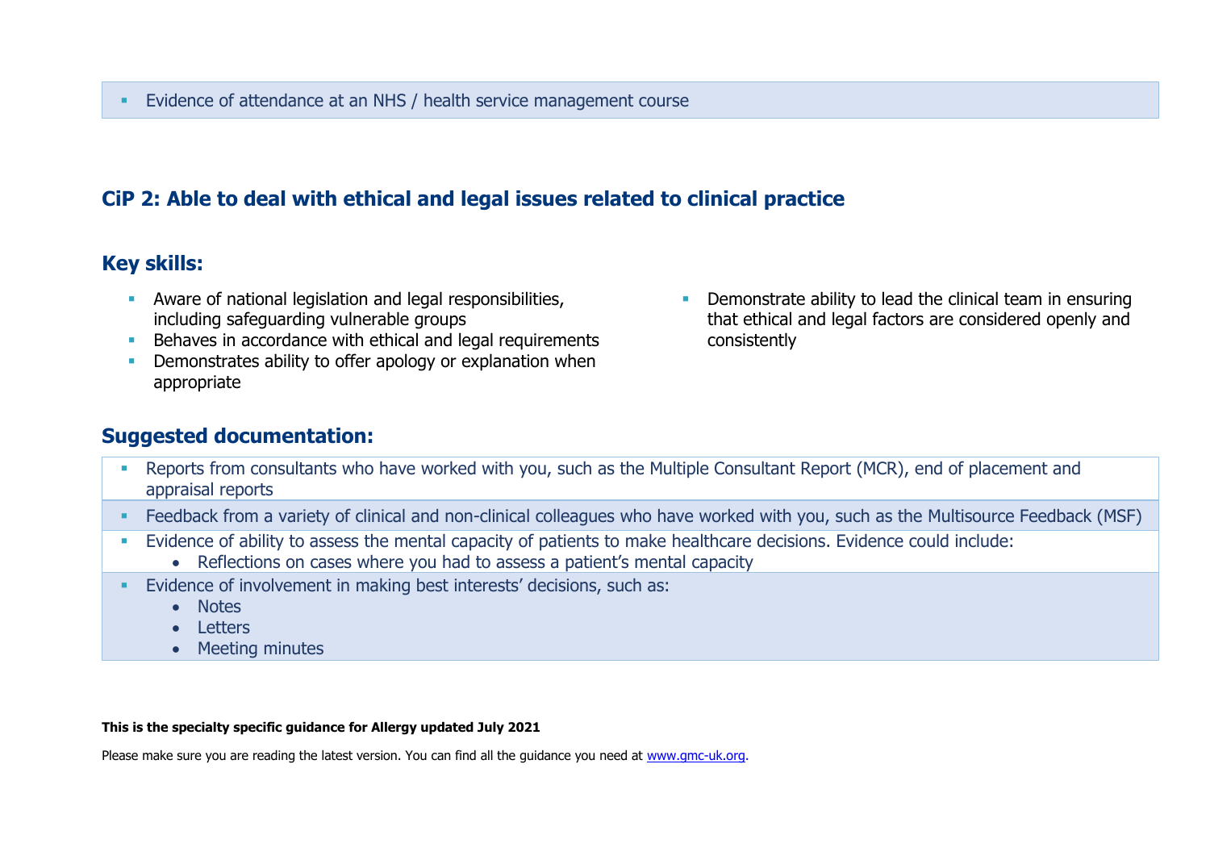- Evidence of attendance at an NHS / health service management course

## CiP 2: Able to deal with ethical and legal issues related to clinical practice

### Key skills:

- Aware of national legislation and legal responsibilities, including safeguarding vulnerable groups
- Behaves in accordance with ethical and legal requirements
- Demonstrates ability to offer apology or explanation when appropriate
- Demonstrate ability to lead the clinical team in ensuring that ethical and legal factors are considered openly and consistently

### Suggested documentation:

- Reports from consultants who have worked with you, such as the Multiple Consultant Report (MCR), end of placement and appraisal reports
- Feedback from a variety of clinical and non-clinical colleagues who have worked with you, such as the Multisource Feedback (MSF)
- Evidence of ability to assess the mental capacity of patients to make healthcare decisions. Evidence could include:
  - Reflections on cases where you had to assess a patient's mental capacity
- Evidence of involvement in making best interests' decisions, such as:
  - Notes
  - Letters
  - Meeting minutes

**This is the specialty specific guidance for Allergy updated July 2021**

Please make sure you are reading the latest version. You can find all the guidance you need at www.gmc-uk.org.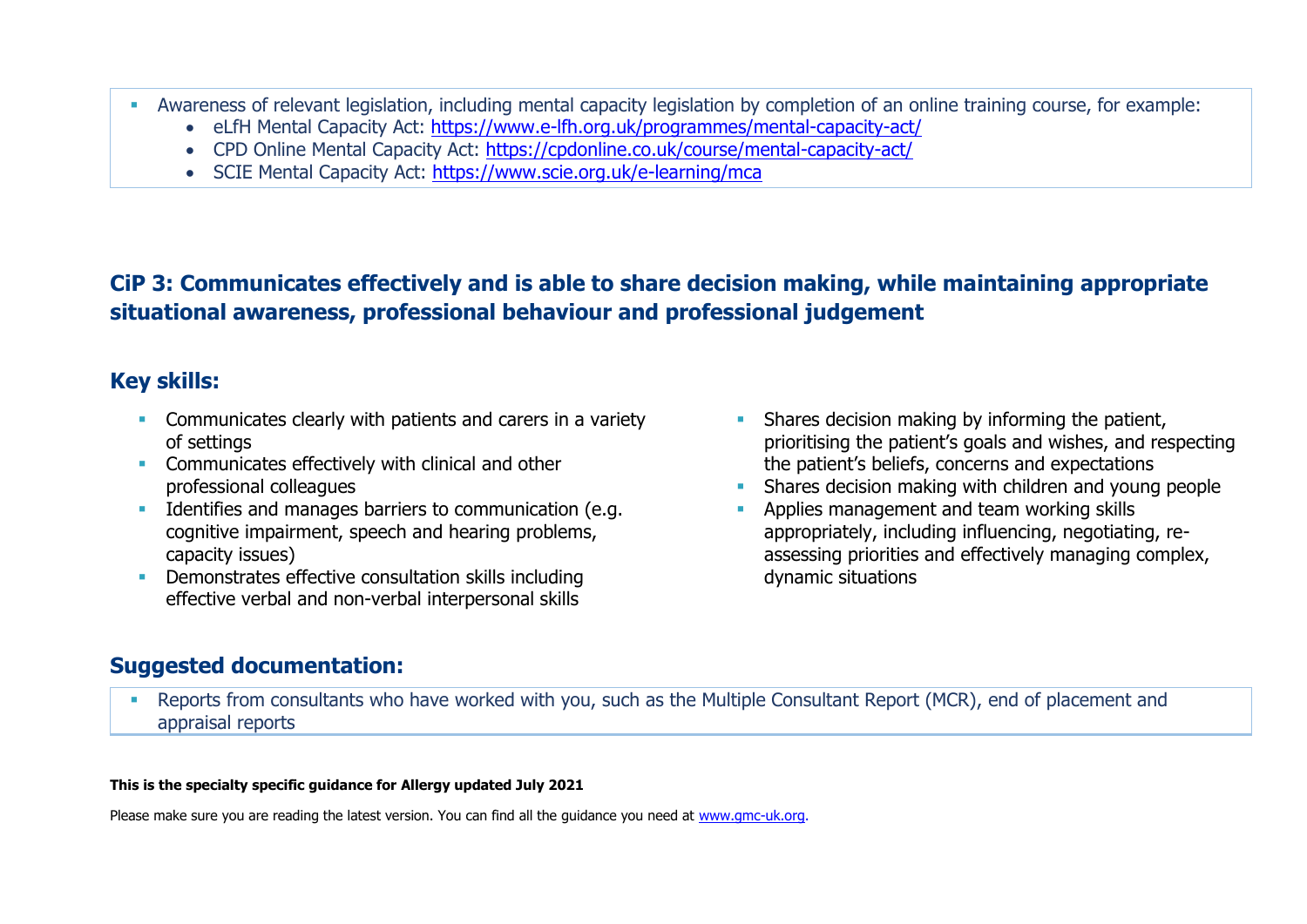- Awareness of relevant legislation, including mental capacity legislation by completion of an online training course, for example:
  - eLfH Mental Capacity Act: https://www.e-lfh.org.uk/programmes/mental-capacity-act/
  - CPD Online Mental Capacity Act: https://cpdonline.co.uk/course/mental-capacity-act/
  - SCIE Mental Capacity Act: https://www.scie.org.uk/e-learning/mca

## CiP 3: Communicates effectively and is able to share decision making, while maintaining appropriate situational awareness, professional behaviour and professional judgement

### Key skills:

- Communicates clearly with patients and carers in a variety of settings
- Communicates effectively with clinical and other professional colleagues
- Identifies and manages barriers to communication (e.g. cognitive impairment, speech and hearing problems, capacity issues)
- Demonstrates effective consultation skills including effective verbal and non-verbal interpersonal skills
- Shares decision making by informing the patient, prioritising the patient's goals and wishes, and respecting the patient's beliefs, concerns and expectations
- Shares decision making with children and young people
- Applies management and team working skills appropriately, including influencing, negotiating, re-assessing priorities and effectively managing complex, dynamic situations

### Suggested documentation:

- Reports from consultants who have worked with you, such as the Multiple Consultant Report (MCR), end of placement and appraisal reports

**This is the specialty specific guidance for Allergy updated July 2021**

Please make sure you are reading the latest version. You can find all the guidance you need at www.gmc-uk.org.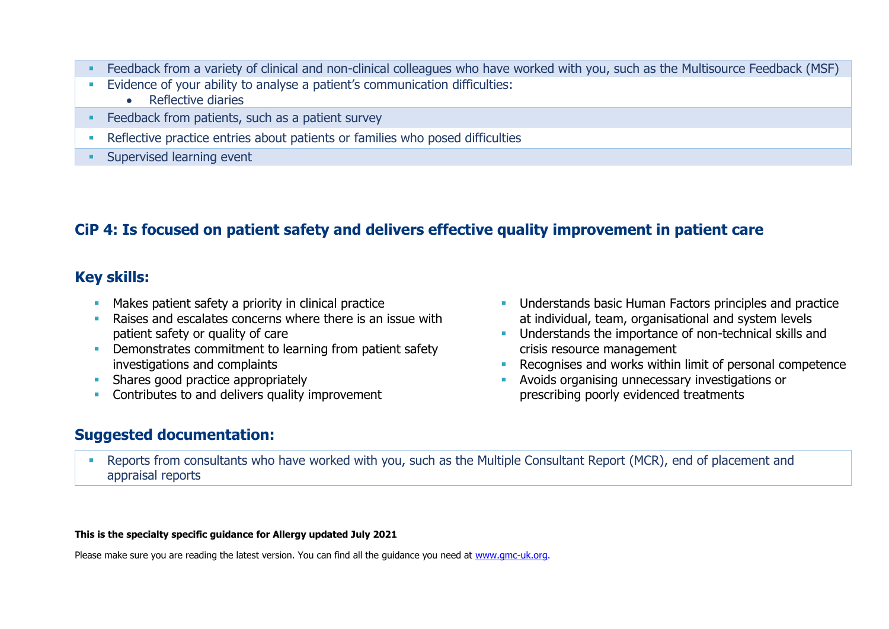- Feedback from a variety of clinical and non-clinical colleagues who have worked with you, such as the Multisource Feedback (MSF)
- Evidence of your ability to analyse a patient's communication difficulties:
    - Reflective diaries
- Feedback from patients, such as a patient survey
- Reflective practice entries about patients or families who posed difficulties
- Supervised learning event

## CiP 4: Is focused on patient safety and delivers effective quality improvement in patient care

### Key skills:

- Makes patient safety a priority in clinical practice
- Raises and escalates concerns where there is an issue with patient safety or quality of care
- Demonstrates commitment to learning from patient safety investigations and complaints
- Shares good practice appropriately
- Contributes to and delivers quality improvement
- Understands basic Human Factors principles and practice at individual, team, organisational and system levels
- Understands the importance of non-technical skills and crisis resource management
- Recognises and works within limit of personal competence
- Avoids organising unnecessary investigations or prescribing poorly evidenced treatments

### Suggested documentation:

- Reports from consultants who have worked with you, such as the Multiple Consultant Report (MCR), end of placement and appraisal reports

**This is the specialty specific guidance for Allergy updated July 2021**

Please make sure you are reading the latest version. You can find all the guidance you need at [www.gmc-uk.org](www.gmc-uk.org).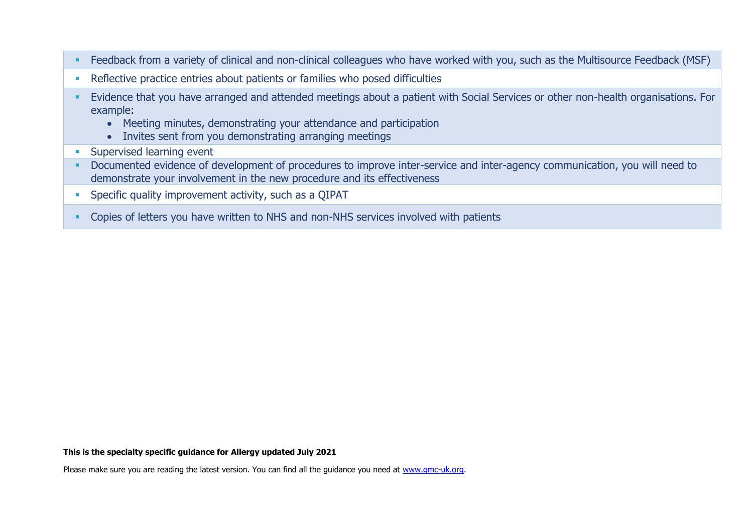- Feedback from a variety of clinical and non-clinical colleagues who have worked with you, such as the Multisource Feedback (MSF)
- Reflective practice entries about patients or families who posed difficulties
- Evidence that you have arranged and attended meetings about a patient with Social Services or other non-health organisations. For example:
  - Meeting minutes, demonstrating your attendance and participation
  - Invites sent from you demonstrating arranging meetings
- Supervised learning event
- Documented evidence of development of procedures to improve inter-service and inter-agency communication, you will need to demonstrate your involvement in the new procedure and its effectiveness
- Specific quality improvement activity, such as a QIPAT
- Copies of letters you have written to NHS and non-NHS services involved with patients

**This is the specialty specific guidance for Allergy updated July 2021**

Please make sure you are reading the latest version. You can find all the guidance you need at [www.gmc-uk.org](www.gmc-uk.org).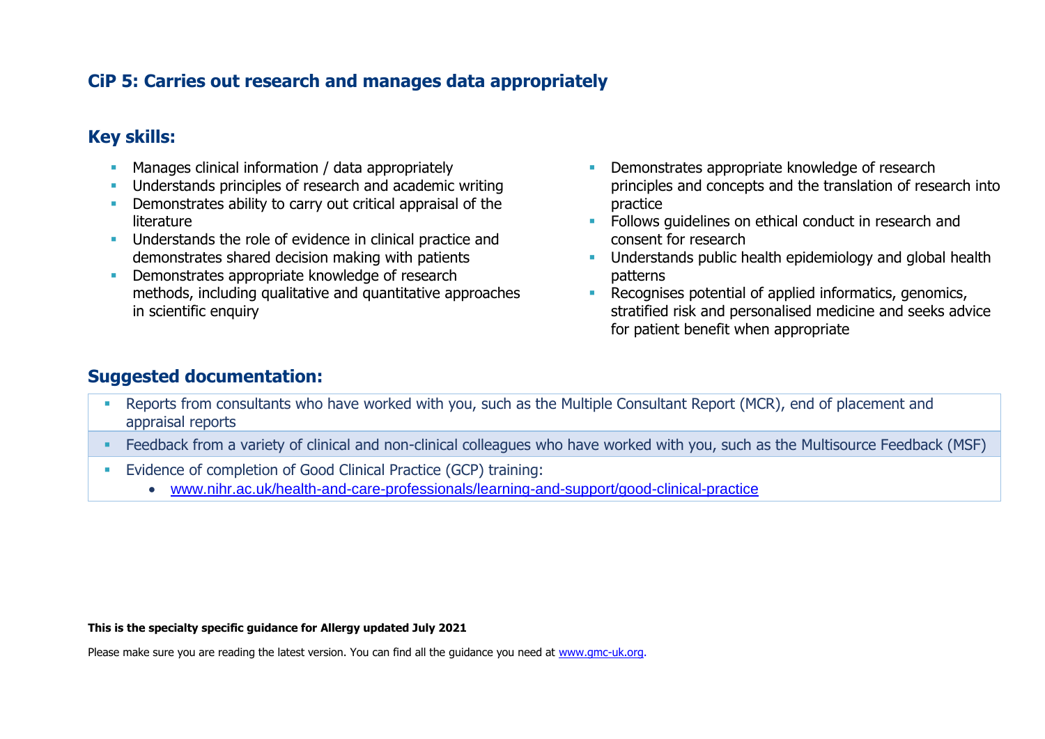## CiP 5: Carries out research and manages data appropriately

### Key skills:

- Manages clinical information / data appropriately
- Understands principles of research and academic writing
- Demonstrates ability to carry out critical appraisal of the literature
- Understands the role of evidence in clinical practice and demonstrates shared decision making with patients
- Demonstrates appropriate knowledge of research methods, including qualitative and quantitative approaches in scientific enquiry
- Demonstrates appropriate knowledge of research principles and concepts and the translation of research into practice
- Follows guidelines on ethical conduct in research and consent for research
- Understands public health epidemiology and global health patterns
- Recognises potential of applied informatics, genomics, stratified risk and personalised medicine and seeks advice for patient benefit when appropriate

### Suggested documentation:

- Reports from consultants who have worked with you, such as the Multiple Consultant Report (MCR), end of placement and appraisal reports
- Feedback from a variety of clinical and non-clinical colleagues who have worked with you, such as the Multisource Feedback (MSF)
- Evidence of completion of Good Clinical Practice (GCP) training:
  - www.nihr.ac.uk/health-and-care-professionals/learning-and-support/good-clinical-practice

**This is the specialty specific guidance for Allergy updated July 2021**

Please make sure you are reading the latest version. You can find all the guidance you need at www.gmc-uk.org.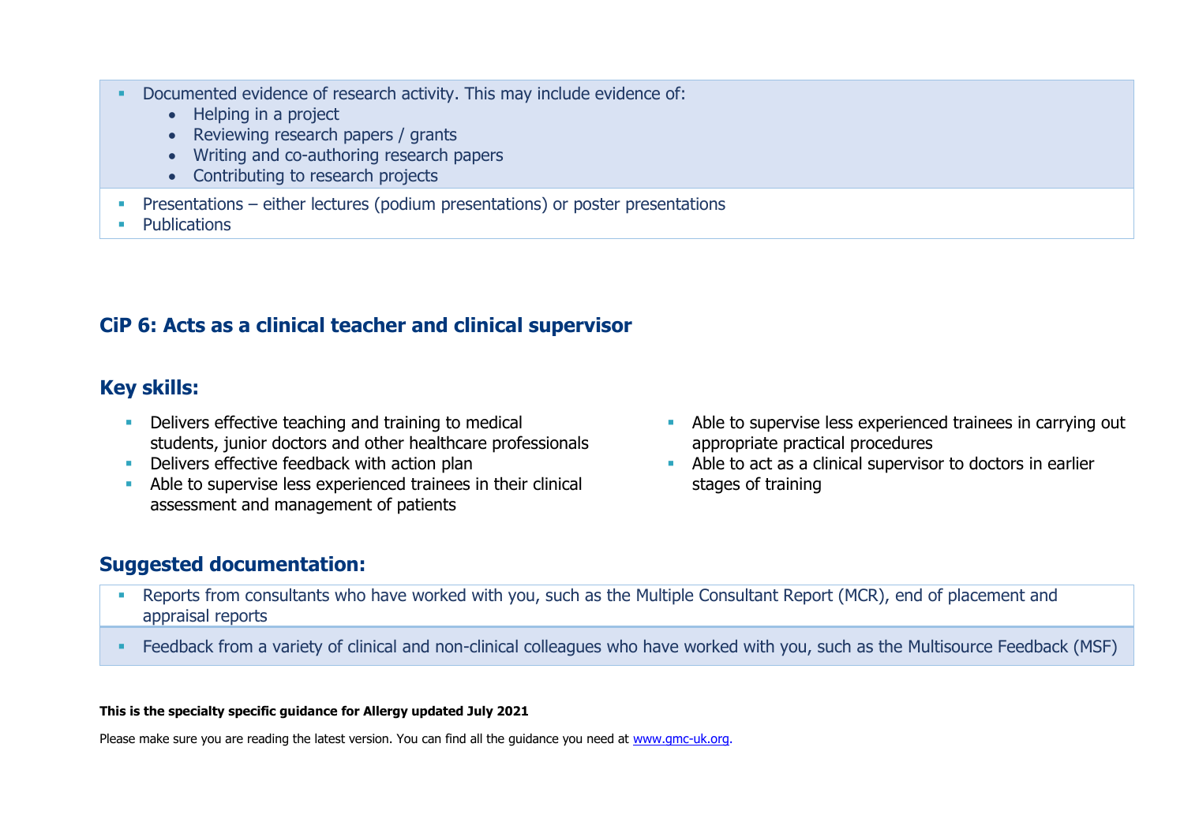- Documented evidence of research activity. This may include evidence of:
  - Helping in a project
  - Reviewing research papers / grants
  - Writing and co-authoring research papers
  - Contributing to research projects
- Presentations – either lectures (podium presentations) or poster presentations
- Publications

## CiP 6: Acts as a clinical teacher and clinical supervisor

### Key skills:

- Delivers effective teaching and training to medical students, junior doctors and other healthcare professionals
- Delivers effective feedback with action plan
- Able to supervise less experienced trainees in their clinical assessment and management of patients
- Able to supervise less experienced trainees in carrying out appropriate practical procedures
- Able to act as a clinical supervisor to doctors in earlier stages of training

### Suggested documentation:

- Reports from consultants who have worked with you, such as the Multiple Consultant Report (MCR), end of placement and appraisal reports
- Feedback from a variety of clinical and non-clinical colleagues who have worked with you, such as the Multisource Feedback (MSF)

**This is the specialty specific guidance for Allergy updated July 2021**

Please make sure you are reading the latest version. You can find all the guidance you need at www.gmc-uk.org.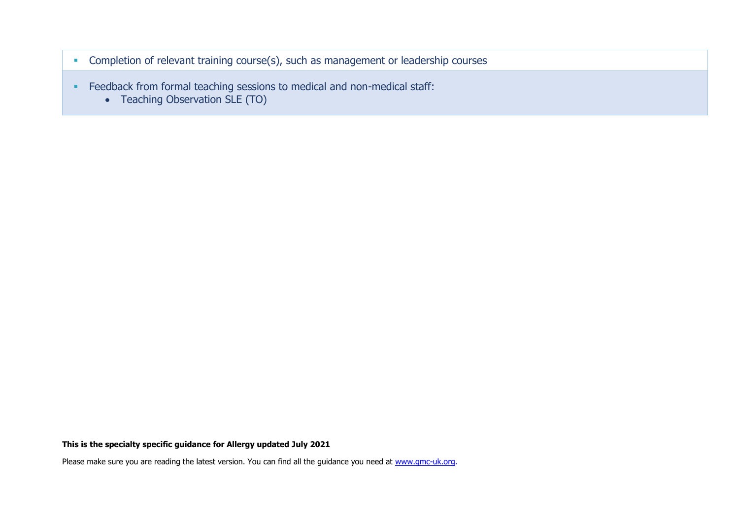- Completion of relevant training course(s), such as management or leadership courses
- Feedback from formal teaching sessions to medical and non-medical staff:
  - Teaching Observation SLE (TO)

**This is the specialty specific guidance for Allergy updated July 2021**

Please make sure you are reading the latest version. You can find all the guidance you need at [www.gmc-uk.org](www.gmc-uk.org).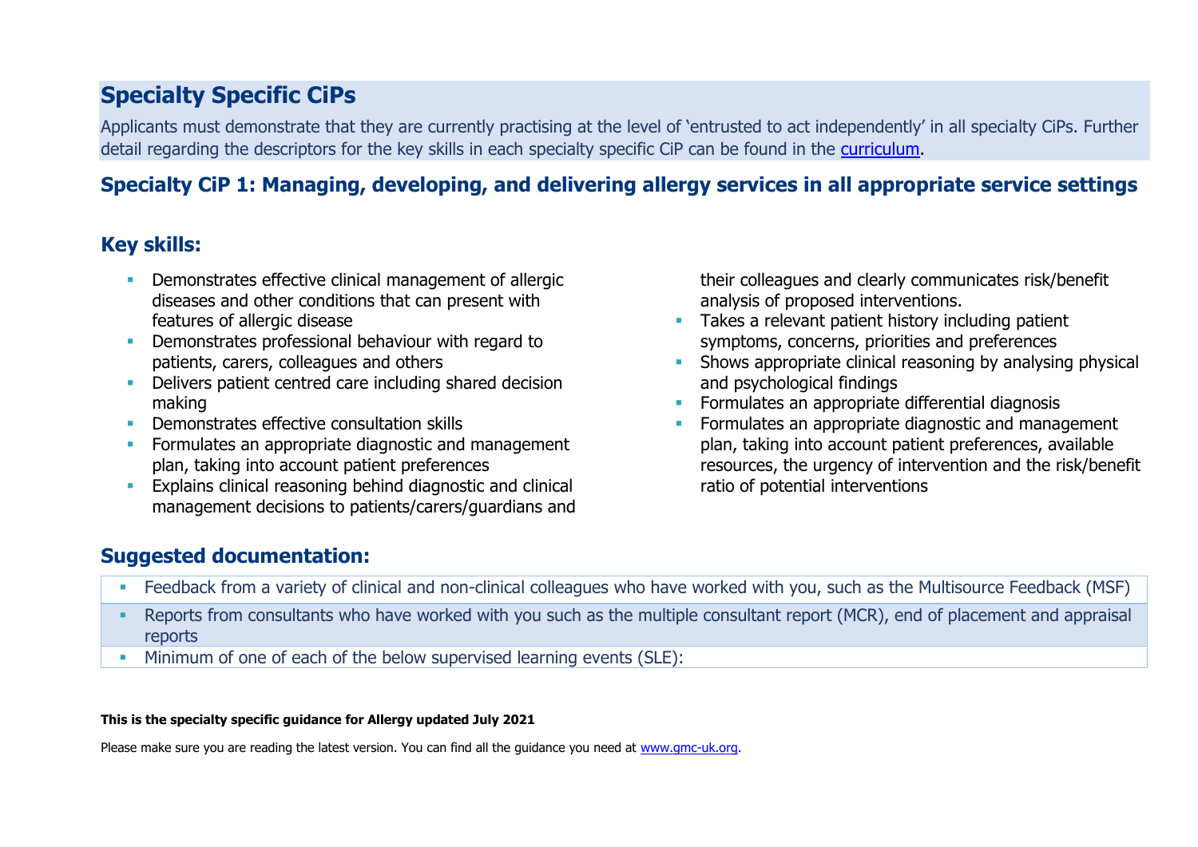## Specialty Specific CiPs

Applicants must demonstrate that they are currently practising at the level of 'entrusted to act independently' in all specialty CiPs. Further detail regarding the descriptors for the key skills in each specialty specific CiP can be found in the [curriculum](curriculum).

### Specialty CiP 1: Managing, developing, and delivering allergy services in all appropriate service settings

### Key skills:

- Demonstrates effective clinical management of allergic diseases and other conditions that can present with features of allergic disease
- Demonstrates professional behaviour with regard to patients, carers, colleagues and others
- Delivers patient centred care including shared decision making
- Demonstrates effective consultation skills
- Formulates an appropriate diagnostic and management plan, taking into account patient preferences
- Explains clinical reasoning behind diagnostic and clinical management decisions to patients/carers/guardians and their colleagues and clearly communicates risk/benefit analysis of proposed interventions.
- Takes a relevant patient history including patient symptoms, concerns, priorities and preferences
- Shows appropriate clinical reasoning by analysing physical and psychological findings
- Formulates an appropriate differential diagnosis
- Formulates an appropriate diagnostic and management plan, taking into account patient preferences, available resources, the urgency of intervention and the risk/benefit ratio of potential interventions

### Suggested documentation:

- Feedback from a variety of clinical and non-clinical colleagues who have worked with you, such as the Multisource Feedback (MSF)
- Reports from consultants who have worked with you such as the multiple consultant report (MCR), end of placement and appraisal reports
- Minimum of one of each of the below supervised learning events (SLE):

**This is the specialty specific guidance for Allergy updated July 2021**

Please make sure you are reading the latest version. You can find all the guidance you need at [www.gmc-uk.org](www.gmc-uk.org).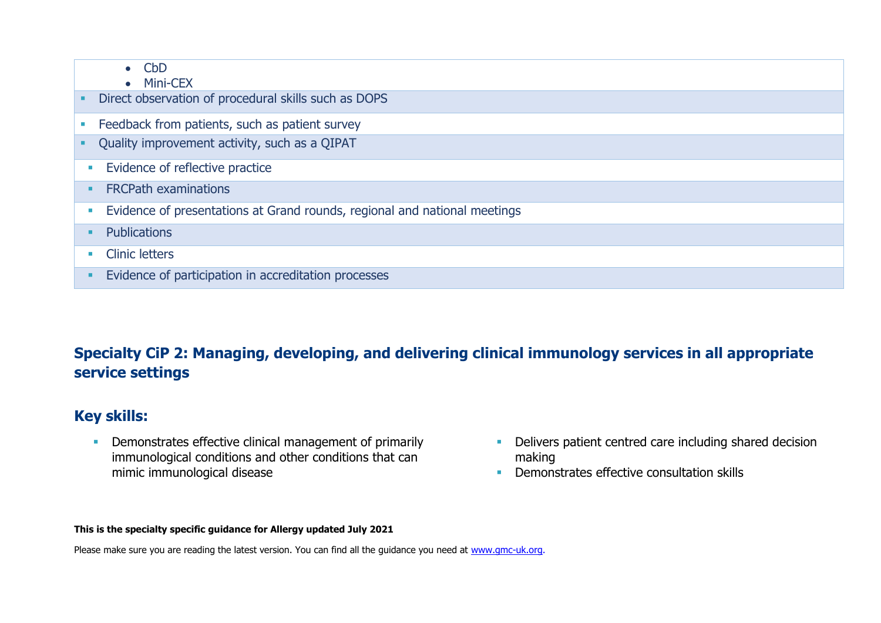- CbD
- Mini-CEX

- Direct observation of procedural skills such as DOPS
- Feedback from patients, such as patient survey
- Quality improvement activity, such as a QIPAT
- Evidence of reflective practice
- FRCPath examinations
- Evidence of presentations at Grand rounds, regional and national meetings
- Publications
- Clinic letters
- Evidence of participation in accreditation processes

## Specialty CiP 2: Managing, developing, and delivering clinical immunology services in all appropriate service settings

## Key skills:

- Demonstrates effective clinical management of primarily immunological conditions and other conditions that can mimic immunological disease
- Delivers patient centred care including shared decision making
- Demonstrates effective consultation skills

**This is the specialty specific guidance for Allergy updated July 2021**

Please make sure you are reading the latest version. You can find all the guidance you need at www.gmc-uk.org.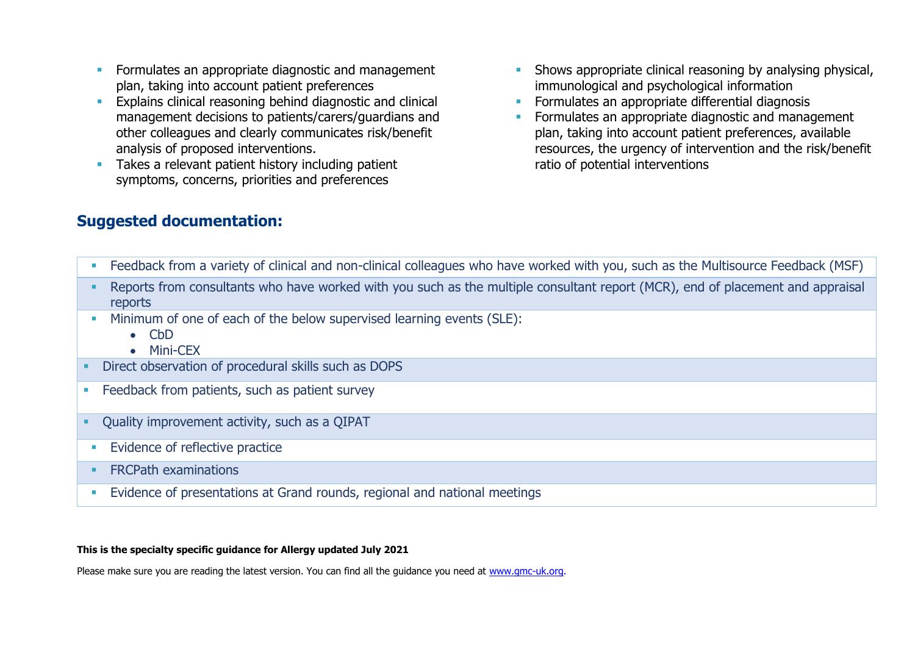- Formulates an appropriate diagnostic and management plan, taking into account patient preferences
- Explains clinical reasoning behind diagnostic and clinical management decisions to patients/carers/guardians and other colleagues and clearly communicates risk/benefit analysis of proposed interventions.
- Takes a relevant patient history including patient symptoms, concerns, priorities and preferences
- Shows appropriate clinical reasoning by analysing physical, immunological and psychological information
- Formulates an appropriate differential diagnosis
- Formulates an appropriate diagnostic and management plan, taking into account patient preferences, available resources, the urgency of intervention and the risk/benefit ratio of potential interventions

## Suggested documentation:

- Feedback from a variety of clinical and non-clinical colleagues who have worked with you, such as the Multisource Feedback (MSF)
- Reports from consultants who have worked with you such as the multiple consultant report (MCR), end of placement and appraisal reports
- Minimum of one of each of the below supervised learning events (SLE):
  - CbD
  - Mini-CEX
- Direct observation of procedural skills such as DOPS
- Feedback from patients, such as patient survey
- Quality improvement activity, such as a QIPAT
- Evidence of reflective practice
- FRCPath examinations
- Evidence of presentations at Grand rounds, regional and national meetings

**This is the specialty specific guidance for Allergy updated July 2021**

Please make sure you are reading the latest version. You can find all the guidance you need at www.gmc-uk.org.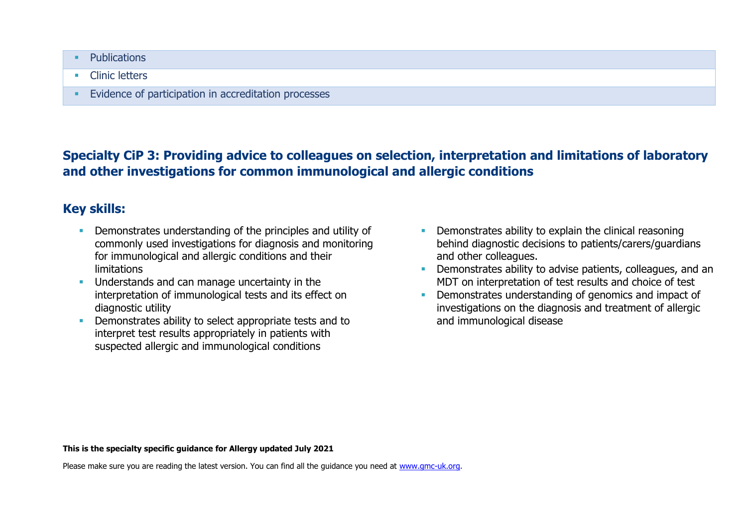- Publications
- Clinic letters
- Evidence of participation in accreditation processes

## Specialty CiP 3: Providing advice to colleagues on selection, interpretation and limitations of laboratory and other investigations for common immunological and allergic conditions

### Key skills:

- Demonstrates understanding of the principles and utility of commonly used investigations for diagnosis and monitoring for immunological and allergic conditions and their limitations
- Understands and can manage uncertainty in the interpretation of immunological tests and its effect on diagnostic utility
- Demonstrates ability to select appropriate tests and to interpret test results appropriately in patients with suspected allergic and immunological conditions
- Demonstrates ability to explain the clinical reasoning behind diagnostic decisions to patients/carers/guardians and other colleagues.
- Demonstrates ability to advise patients, colleagues, and an MDT on interpretation of test results and choice of test
- Demonstrates understanding of genomics and impact of investigations on the diagnosis and treatment of allergic and immunological disease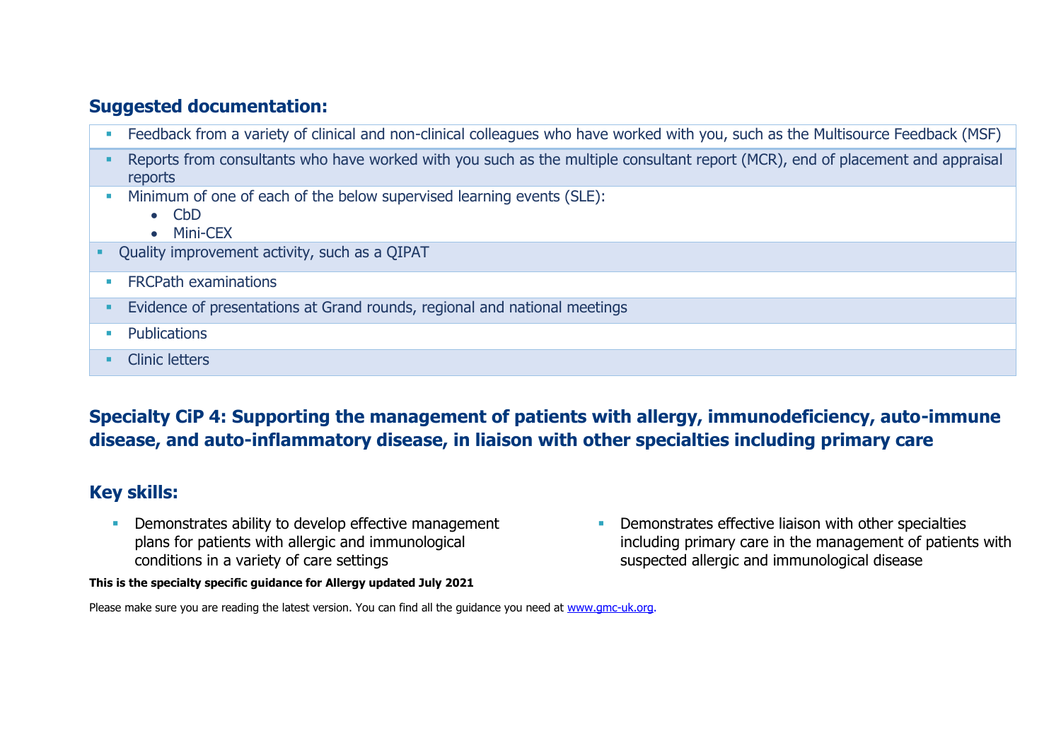## Suggested documentation:

- Feedback from a variety of clinical and non-clinical colleagues who have worked with you, such as the Multisource Feedback (MSF)
- Reports from consultants who have worked with you such as the multiple consultant report (MCR), end of placement and appraisal reports
- Minimum of one of each of the below supervised learning events (SLE):
  - CbD
  - Mini-CEX
- Quality improvement activity, such as a QIPAT
- FRCPath examinations
- Evidence of presentations at Grand rounds, regional and national meetings
- Publications
- Clinic letters

## Specialty CiP 4: Supporting the management of patients with allergy, immunodeficiency, auto-immune disease, and auto-inflammatory disease, in liaison with other specialties including primary care

## Key skills:

- Demonstrates ability to develop effective management plans for patients with allergic and immunological conditions in a variety of care settings
- Demonstrates effective liaison with other specialties including primary care in the management of patients with suspected allergic and immunological disease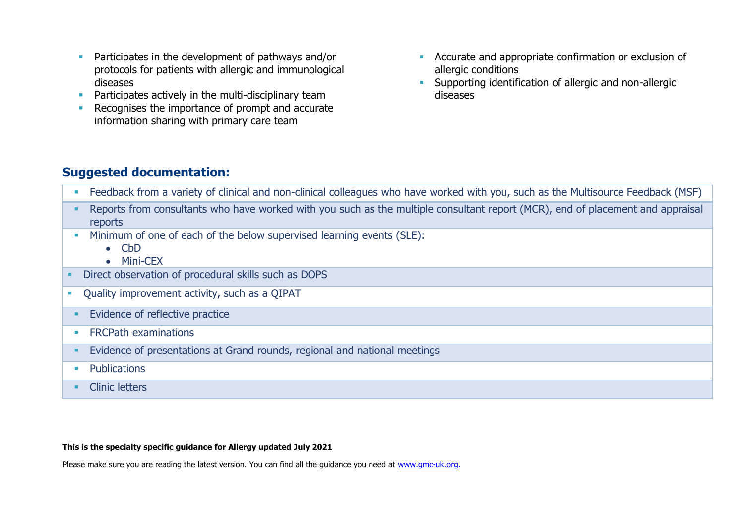- Participates in the development of pathways and/or protocols for patients with allergic and immunological diseases
- Participates actively in the multi-disciplinary team
- Recognises the importance of prompt and accurate information sharing with primary care team

- Accurate and appropriate confirmation or exclusion of allergic conditions
- Supporting identification of allergic and non-allergic diseases

## Suggested documentation:

- Feedback from a variety of clinical and non-clinical colleagues who have worked with you, such as the Multisource Feedback (MSF)
- Reports from consultants who have worked with you such as the multiple consultant report (MCR), end of placement and appraisal reports
- Minimum of one of each of the below supervised learning events (SLE):
  - CbD
  - Mini-CEX
- Direct observation of procedural skills such as DOPS
- Quality improvement activity, such as a QIPAT
- Evidence of reflective practice
- FRCPath examinations
- Evidence of presentations at Grand rounds, regional and national meetings
- Publications
- Clinic letters

**This is the specialty specific guidance for Allergy updated July 2021**

Please make sure you are reading the latest version. You can find all the guidance you need at www.gmc-uk.org.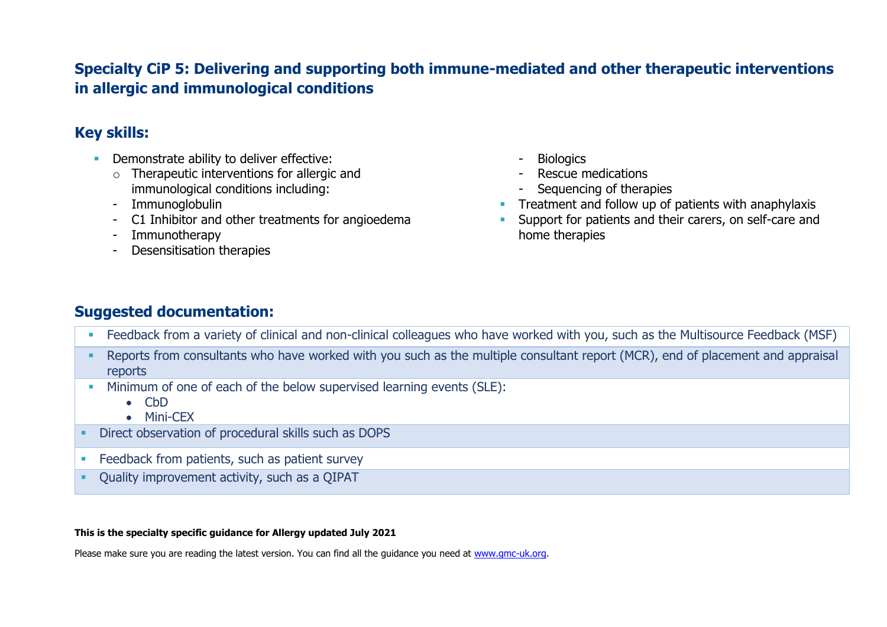## Specialty CiP 5: Delivering and supporting both immune-mediated and other therapeutic interventions in allergic and immunological conditions

### Key skills:

- Demonstrate ability to deliver effective:
  - Therapeutic interventions for allergic and immunological conditions including:
    - Immunoglobulin
    - C1 Inhibitor and other treatments for angioedema
    - Immunotherapy
    - Desensitisation therapies
    - Biologics
    - Rescue medications
    - Sequencing of therapies
- Treatment and follow up of patients with anaphylaxis
- Support for patients and their carers, on self-care and home therapies

### Suggested documentation:

- Feedback from a variety of clinical and non-clinical colleagues who have worked with you, such as the Multisource Feedback (MSF)
- Reports from consultants who have worked with you such as the multiple consultant report (MCR), end of placement and appraisal reports
- Minimum of one of each of the below supervised learning events (SLE):
  - CbD
  - Mini-CEX
- Direct observation of procedural skills such as DOPS
- Feedback from patients, such as patient survey
- Quality improvement activity, such as a QIPAT

**This is the specialty specific guidance for Allergy updated July 2021**

Please make sure you are reading the latest version. You can find all the guidance you need at www.gmc-uk.org.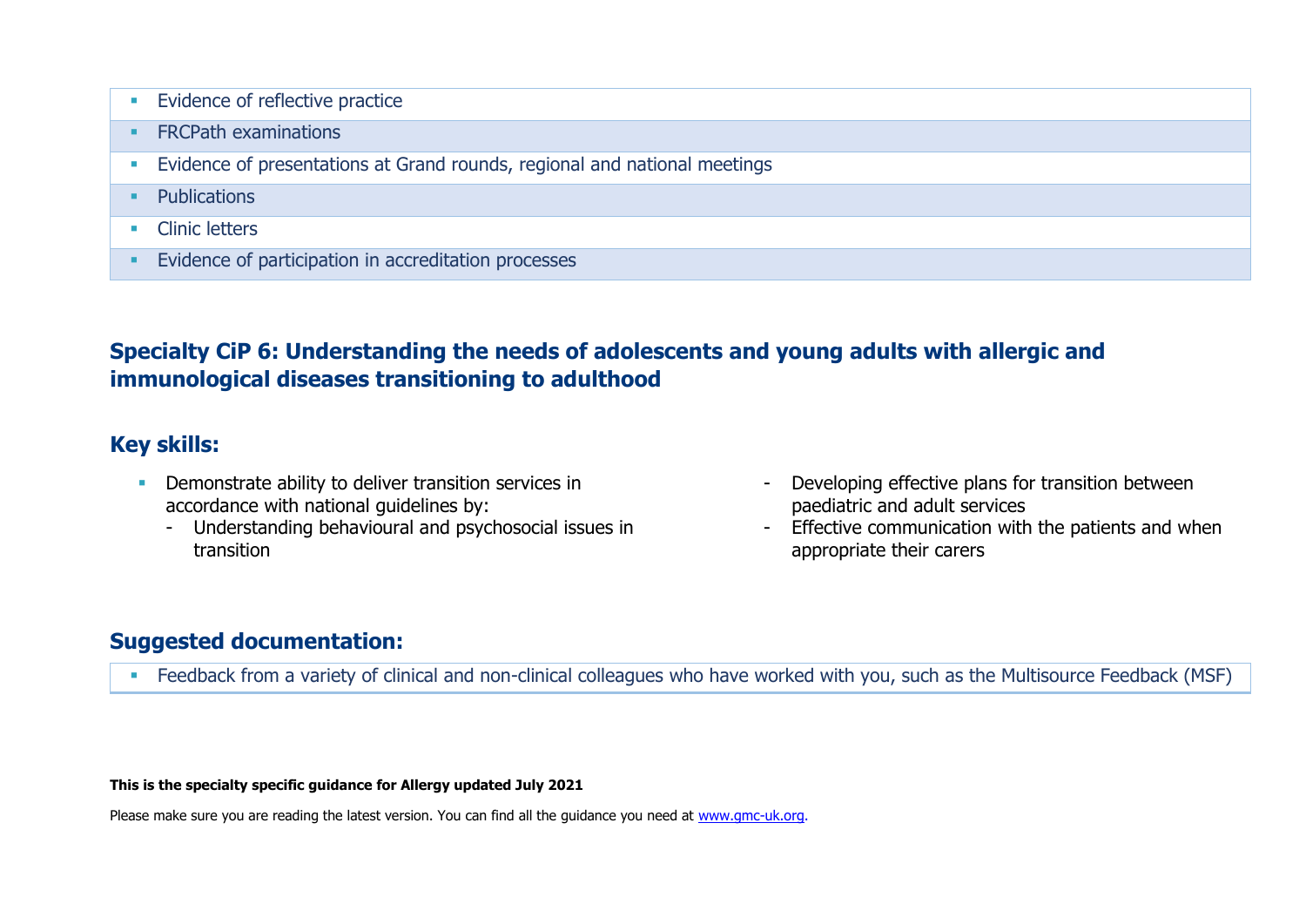- Evidence of reflective practice
- FRCPath examinations
- Evidence of presentations at Grand rounds, regional and national meetings
- Publications
- Clinic letters
- Evidence of participation in accreditation processes

## Specialty CiP 6: Understanding the needs of adolescents and young adults with allergic and immunological diseases transitioning to adulthood

### Key skills:

- Demonstrate ability to deliver transition services in accordance with national guidelines by:
  - Understanding behavioural and psychosocial issues in transition
  - Developing effective plans for transition between paediatric and adult services
  - Effective communication with the patients and when appropriate their carers

### Suggested documentation:

- Feedback from a variety of clinical and non-clinical colleagues who have worked with you, such as the Multisource Feedback (MSF)

**This is the specialty specific guidance for Allergy updated July 2021**

Please make sure you are reading the latest version. You can find all the guidance you need at www.gmc-uk.org.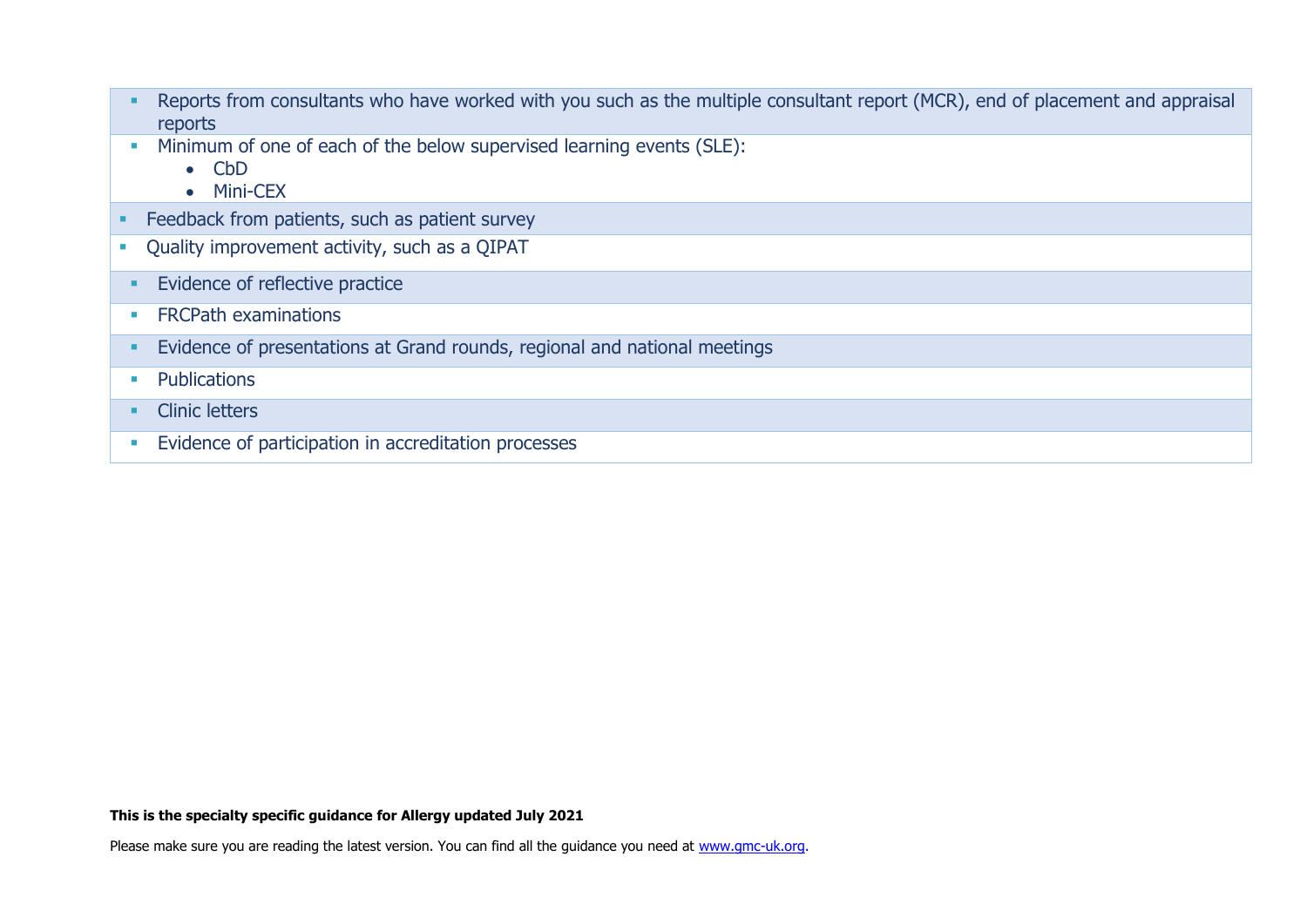- Reports from consultants who have worked with you such as the multiple consultant report (MCR), end of placement and appraisal reports
- Minimum of one of each of the below supervised learning events (SLE):
  - CbD
  - Mini-CEX
- Feedback from patients, such as patient survey
- Quality improvement activity, such as a QIPAT
- Evidence of reflective practice
- FRCPath examinations
- Evidence of presentations at Grand rounds, regional and national meetings
- Publications
- Clinic letters
- Evidence of participation in accreditation processes

**This is the specialty specific guidance for Allergy updated July 2021**

Please make sure you are reading the latest version. You can find all the guidance you need at www.gmc-uk.org.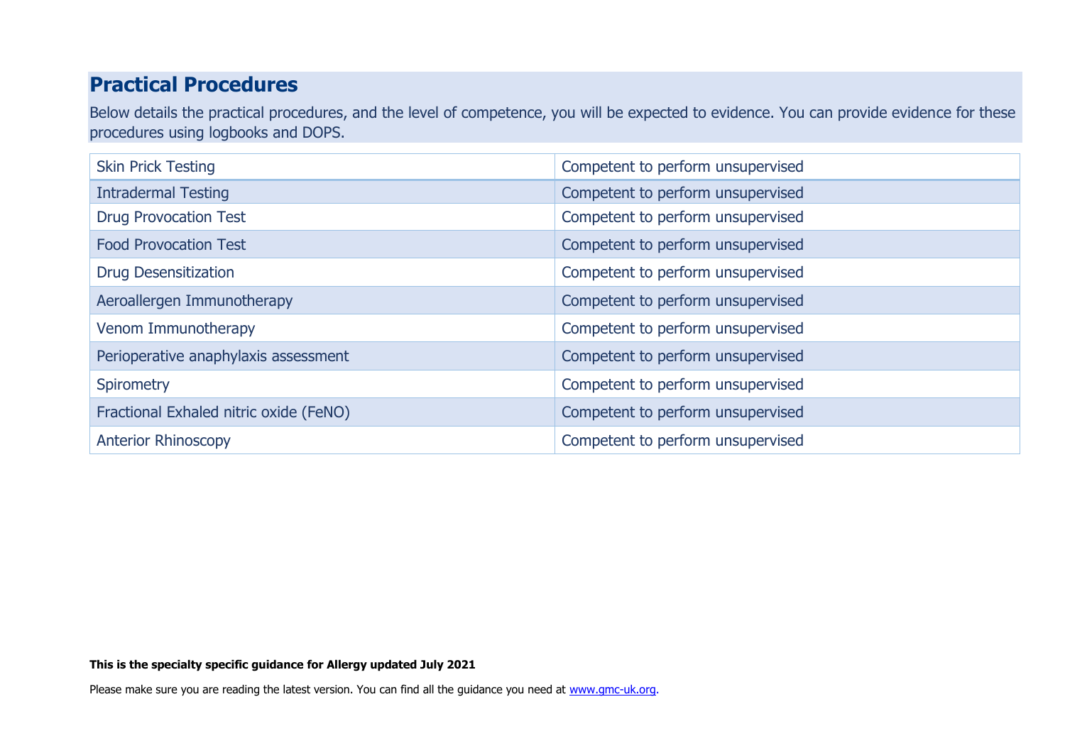## Practical Procedures

Below details the practical procedures, and the level of competence, you will be expected to evidence. You can provide evidence for these procedures using logbooks and DOPS.

| | |
|---|---|
| Skin Prick Testing | Competent to perform unsupervised |
| Intradermal Testing | Competent to perform unsupervised |
| Drug Provocation Test | Competent to perform unsupervised |
| Food Provocation Test | Competent to perform unsupervised |
| Drug Desensitization | Competent to perform unsupervised |
| Aeroallergen Immunotherapy | Competent to perform unsupervised |
| Venom Immunotherapy | Competent to perform unsupervised |
| Perioperative anaphylaxis assessment | Competent to perform unsupervised |
| Spirometry | Competent to perform unsupervised |
| Fractional Exhaled nitric oxide (FeNO) | Competent to perform unsupervised |
| Anterior Rhinoscopy | Competent to perform unsupervised |

**This is the specialty specific guidance for Allergy updated July 2021**

Please make sure you are reading the latest version. You can find all the guidance you need at www.gmc-uk.org.